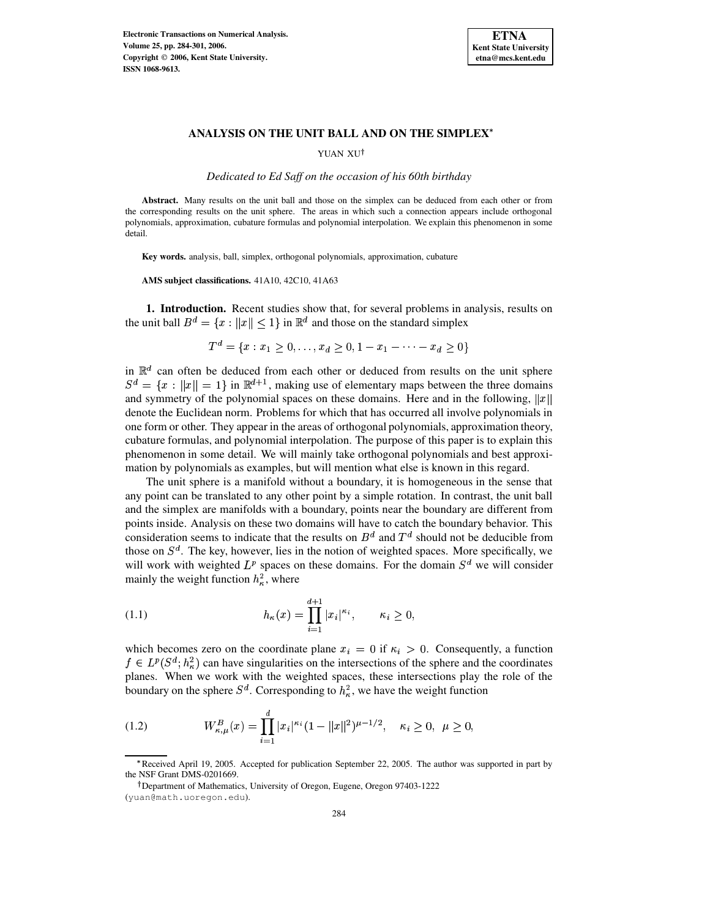# ANALYSIS ON THE UNIT BALL AND ON THE SIMPLEX*

YUAN XU†

*Dedicated to Ed Saff on the occasion of his 60th birthday*

**Abstract.** Many results on the unit ball and those on the simplex can be deduced from each other or from the corresponding results on the unit sphere. The areas in which such a connection appears include orthogonal polynomials, approximation, cubature formulas and polynomial interpolation. We explain this phenomenon in some detail.

**Key words.** analysis, ball, simplex, orthogonal polynomials, approximation, cubature

**AMS subject classifications.** 41A10, 42C10, 41A63

**1. Introduction.** Recent studies show that, for several problems in analysis, results on the unit ball $B^d = \{x : \|x\| \le 1\}$ in $\mathbb{R}^d$ and those on the standard simplex

$$T^d = \{x : x_1 \ge 0, \ldots, x_d \ge 0, 1 - x_1 - \cdots - x_d \ge 0\}$$

in $\mathbb{R}^d$ can often be deduced from each other or deduced from results on the unit sphere $S^d = \{x : \|x\| = 1\}$ in $\mathbb{R}^{d+1}$, making use of elementary maps between the three domains and symmetry of the polynomial spaces on these domains. Here and in the following, $\|x\|$ denote the Euclidean norm. Problems for which that has occurred all involve polynomials in one form or other. They appear in the areas of orthogonal polynomials, approximation theory, cubature formulas, and polynomial interpolation. The purpose of this paper is to explain this phenomenon in some detail. We will mainly take orthogonal polynomials and best approximation by polynomials as examples, but will mention what else is known in this regard.

The unit sphere is a manifold without a boundary, it is homogeneous in the sense that any point can be translated to any other point by a simple rotation. In contrast, the unit ball and the simplex are manifolds with a boundary, points near the boundary are different from points inside. Analysis on these two domains will have to catch the boundary behavior. This consideration seems to indicate that the results on $B^d$ and $T^d$ should not be deducible from those on $S^d$. The key, however, lies in the notion of weighted spaces. More specifically, we will work with weighted $L^p$ spaces on these domains. For the domain $S^d$ we will consider mainly the weight function $h_\kappa^2$, where

$$h_\kappa(x) = \prod_{i=1}^{d+1} |x_i|^{\kappa_i}, \qquad \kappa_i \ge 0, \tag{1.1}$$

which becomes zero on the coordinate plane $x_i = 0$ if $\kappa_i > 0$. Consequently, a function $f \in L^p(S^d; h_\kappa^2)$ can have singularities on the intersections of the sphere and the coordinates planes. When we work with the weighted spaces, these intersections play the role of the boundary on the sphere $S^d$. Corresponding to $h_\kappa^2$, we have the weight function

$$W_{\kappa,\mu}^B(x) = \prod_{i=1}^{d} |x_i|^{\kappa_i} (1 - \|x\|^2)^{\mu - 1/2}, \quad \kappa_i \ge 0, \ \mu \ge 0, \tag{1.2}$$

---

*Received April 19, 2005. Accepted for publication September 22, 2005. The author was supported in part by the NSF Grant DMS-0201669.

†Department of Mathematics, University of Oregon, Eugene, Oregon 97403-1222 (yuan@math.uoregon.edu).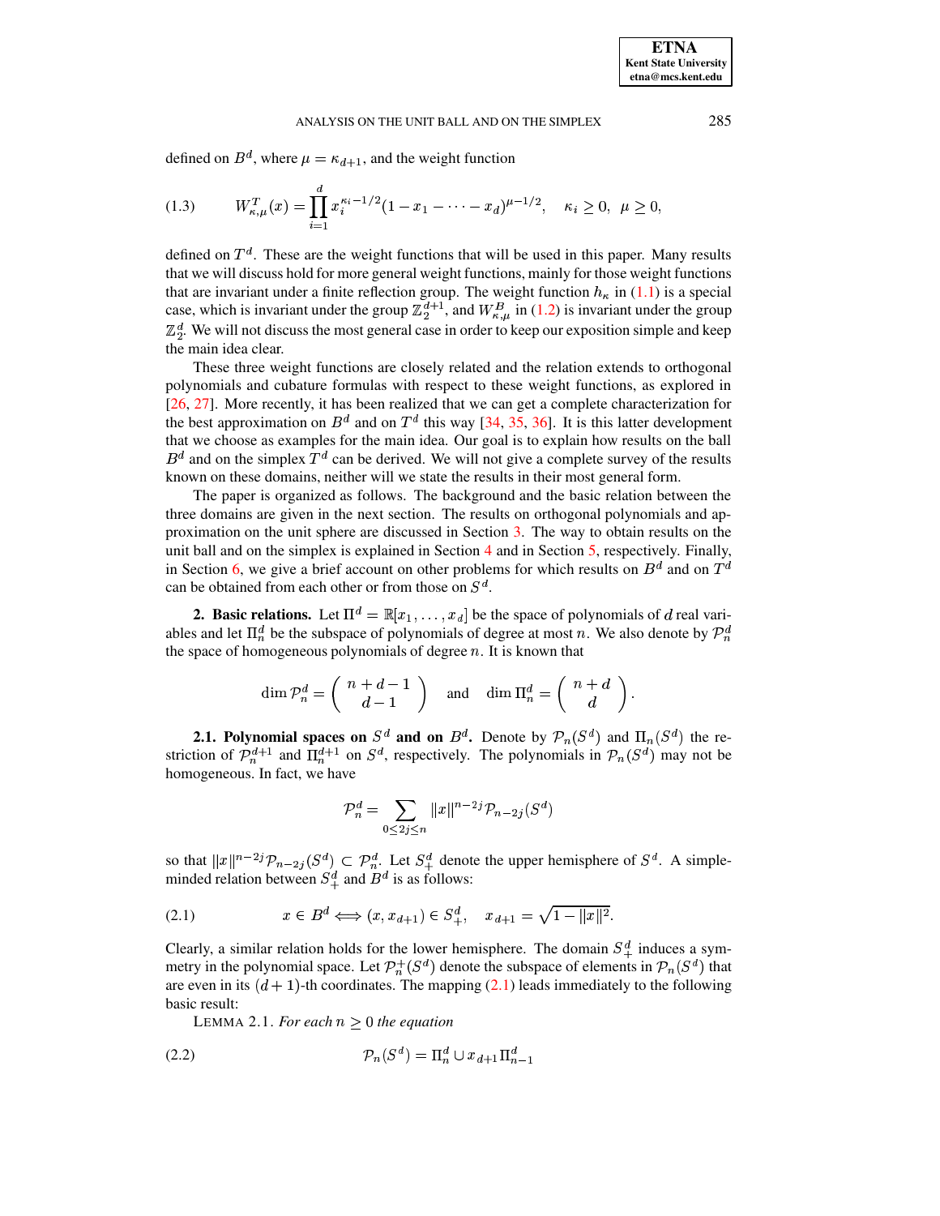defined on $B^d$, where $\mu = \kappa_{d+1}$, and the weight function

$$W_{\kappa,\mu}^{T}(x) = \prod_{i=1}^{d} x_i^{\kappa_i - 1/2}(1 - x_1 - \cdots - x_d)^{\mu - 1/2}, \quad \kappa_i \geq 0, \ \ \mu \geq 0, \tag{1.3}$$

defined on $T^d$. These are the weight functions that will be used in this paper. Many results that we will discuss hold for more general weight functions, mainly for those weight functions that are invariant under a finite reflection group. The weight function $h_\kappa$ in (1.1) is a special case, which is invariant under the group $\mathbb{Z}_2^{d+1}$, and $W_{\kappa,\mu}^B$ in (1.2) is invariant under the group $\mathbb{Z}_2^d$. We will not discuss the most general case in order to keep our exposition simple and keep the main idea clear.

These three weight functions are closely related and the relation extends to orthogonal polynomials and cubature formulas with respect to these weight functions, as explored in [26, 27]. More recently, it has been realized that we can get a complete characterization for the best approximation on $B^d$ and on $T^d$ this way [34, 35, 36]. It is this latter development that we choose as examples for the main idea. Our goal is to explain how results on the ball $B^d$ and on the simplex $T^d$ can be derived. We will not give a complete survey of the results known on these domains, neither will we state the results in their most general form.

The paper is organized as follows. The background and the basic relation between the three domains are given in the next section. The results on orthogonal polynomials and approximation on the unit sphere are discussed in Section 3. The way to obtain results on the unit ball and on the simplex is explained in Section 4 and in Section 5, respectively. Finally, in Section 6, we give a brief account on other problems for which results on $B^d$ and on $T^d$ can be obtained from each other or from those on $S^d$.

## 2. Basic relations.

Let $\Pi^d = \mathbb{R}[x_1, \ldots, x_d]$ be the space of polynomials of $d$ real variables and let $\Pi_n^d$ be the subspace of polynomials of degree at most $n$. We also denote by $\mathcal{P}_n^d$ the space of homogeneous polynomials of degree $n$. It is known that

$$\dim \mathcal{P}_n^d = \binom{n+d-1}{d-1} \quad \text{and} \quad \dim \Pi_n^d = \binom{n+d}{d}.$$

**2.1. Polynomial spaces on $S^d$ and on $B^d$.** Denote by $\mathcal{P}_n(S^d)$ and $\Pi_n(S^d)$ the restriction of $\mathcal{P}_n^{d+1}$ and $\Pi_n^{d+1}$ on $S^d$, respectively. The polynomials in $\mathcal{P}_n(S^d)$ may not be homogeneous. In fact, we have

$$\mathcal{P}_n^d = \sum_{0 \leq 2j \leq n} \|x\|^{n-2j} \mathcal{P}_{n-2j}(S^d)$$

so that $\|x\|^{n-2j}\mathcal{P}_{n-2j}(S^d) \subset \mathcal{P}_n^d$. Let $S_+^d$ denote the upper hemisphere of $S^d$. A simple-minded relation between $S_+^d$ and $B^d$ is as follows:

$$x \in B^d \Longleftrightarrow (x, x_{d+1}) \in S_+^d, \quad x_{d+1} = \sqrt{1 - \|x\|^2}. \tag{2.1}$$

Clearly, a similar relation holds for the lower hemisphere. The domain $S_+^d$ induces a symmetry in the polynomial space. Let $\mathcal{P}_n^+(S^d)$ denote the subspace of elements in $\mathcal{P}_n(S^d)$ that are even in its $(d+1)$-th coordinates. The mapping (2.1) leads immediately to the following basic result:

LEMMA 2.1. *For each $n \geq 0$ the equation*

$$\mathcal{P}_n(S^d) = \Pi_n^d \cup x_{d+1}\Pi_{n-1}^d \tag{2.2}$$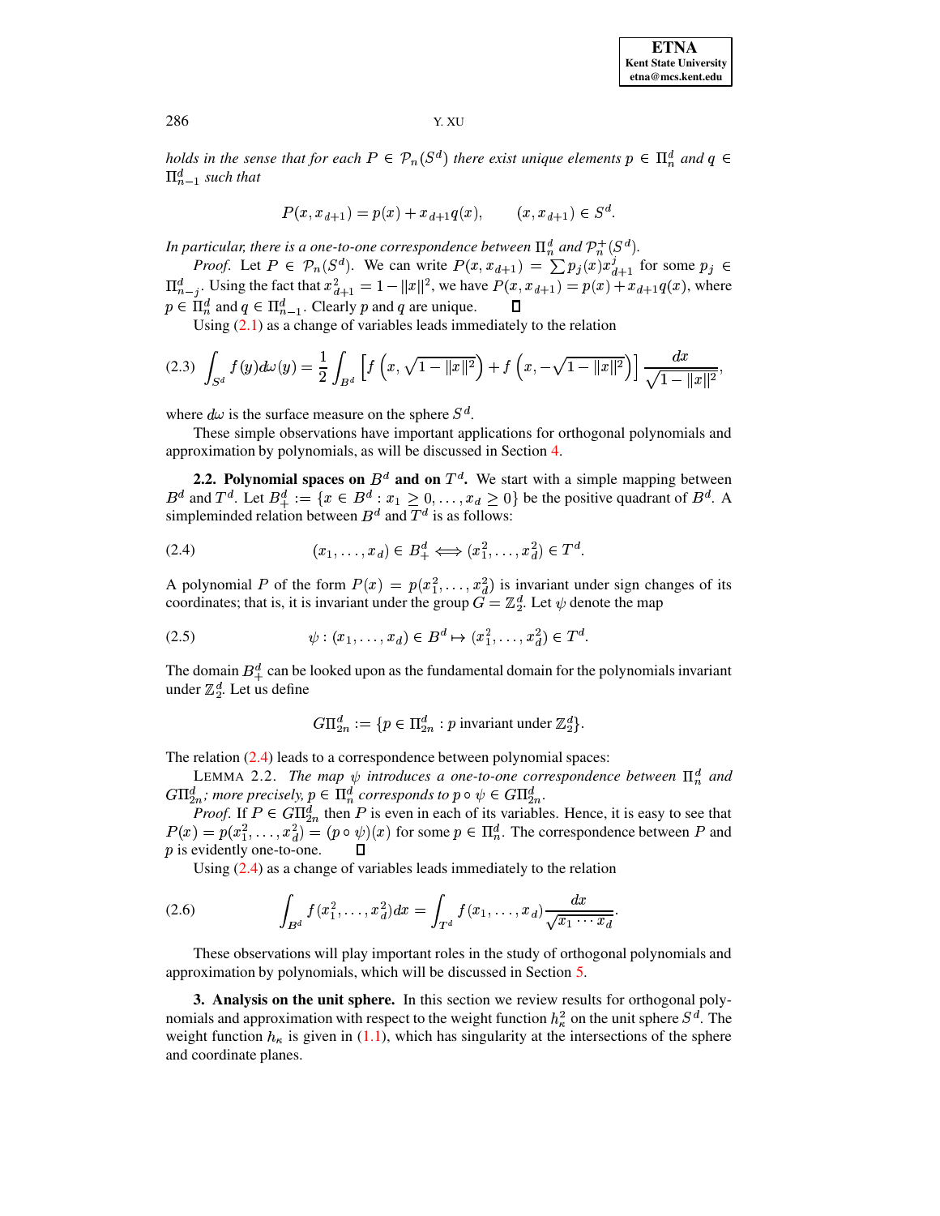*holds in the sense that for each $P \in \mathcal{P}_n(S^d)$ there exist unique elements $p \in \Pi_n^d$ and $q \in \Pi_{n-1}^d$ such that*

$$P(x, x_{d+1}) = p(x) + x_{d+1}q(x), \qquad (x, x_{d+1}) \in S^d.$$

*In particular, there is a one-to-one correspondence between $\Pi_n^d$ and $\mathcal{P}_n^+(S^d)$.*

*Proof.* Let $P \in \mathcal{P}_n(S^d)$. We can write $P(x, x_{d+1}) = \sum p_j(x) x_{d+1}^j$ for some $p_j \in \Pi_{n-j}^d$. Using the fact that $x_{d+1}^2 = 1 - \|x\|^2$, we have $P(x, x_{d+1}) = p(x) + x_{d+1}q(x)$, where $p \in \Pi_n^d$ and $q \in \Pi_{n-1}^d$. Clearly $p$ and $q$ are unique. ∎

Using (2.1) as a change of variables leads immediately to the relation

$$(2.3) \quad \int_{S^d} f(y) d\omega(y) = \frac{1}{2} \int_{B^d} \left[ f\left(x, \sqrt{1 - \|x\|^2}\right) + f\left(x, -\sqrt{1 - \|x\|^2}\right) \right] \frac{dx}{\sqrt{1 - \|x\|^2}},$$

where $d\omega$ is the surface measure on the sphere $S^d$.

These simple observations have important applications for orthogonal polynomials and approximation by polynomials, as will be discussed in Section 4.

**2.2. Polynomial spaces on $B^d$ and on $T^d$.** We start with a simple mapping between $B^d$ and $T^d$. Let $B_+^d := \{x \in B^d : x_1 \geq 0, \ldots, x_d \geq 0\}$ be the positive quadrant of $B^d$. A simpleminded relation between $B^d$ and $T^d$ is as follows:

$$(2.4) \qquad (x_1, \ldots, x_d) \in B_+^d \Longleftrightarrow (x_1^2, \ldots, x_d^2) \in T^d.$$

A polynomial $P$ of the form $P(x) = p(x_1^2, \ldots, x_d^2)$ is invariant under sign changes of its coordinates; that is, it is invariant under the group $G = \mathbb{Z}_2^d$. Let $\psi$ denote the map

$$(2.5) \qquad \psi : (x_1, \ldots, x_d) \in B^d \mapsto (x_1^2, \ldots, x_d^2) \in T^d.$$

The domain $B_+^d$ can be looked upon as the fundamental domain for the polynomials invariant under $\mathbb{Z}_2^d$. Let us define

$$G\Pi_{2n}^d := \{p \in \Pi_{2n}^d : p \text{ invariant under } \mathbb{Z}_2^d\}.$$

The relation (2.4) leads to a correspondence between polynomial spaces:

LEMMA 2.2. *The map $\psi$ introduces a one-to-one correspondence between $\Pi_n^d$ and $G\Pi_{2n}^d$; more precisely, $p \in \Pi_n^d$ corresponds to $p \circ \psi \in G\Pi_{2n}^d$.*

*Proof.* If $P \in G\Pi_{2n}^d$ then $P$ is even in each of its variables. Hence, it is easy to see that $P(x) = p(x_1^2, \ldots, x_d^2) = (p \circ \psi)(x)$ for some $p \in \Pi_n^d$. The correspondence between $P$ and $p$ is evidently one-to-one. ∎

Using (2.4) as a change of variables leads immediately to the relation

$$(2.6) \qquad \int_{B^d} f(x_1^2, \ldots, x_d^2) dx = \int_{T^d} f(x_1, \ldots, x_d) \frac{dx}{\sqrt{x_1 \cdots x_d}}.$$

These observations will play important roles in the study of orthogonal polynomials and approximation by polynomials, which will be discussed in Section 5.

**3. Analysis on the unit sphere.** In this section we review results for orthogonal polynomials and approximation with respect to the weight function $h_\kappa^2$ on the unit sphere $S^d$. The weight function $h_\kappa$ is given in (1.1), which has singularity at the intersections of the sphere and coordinate planes.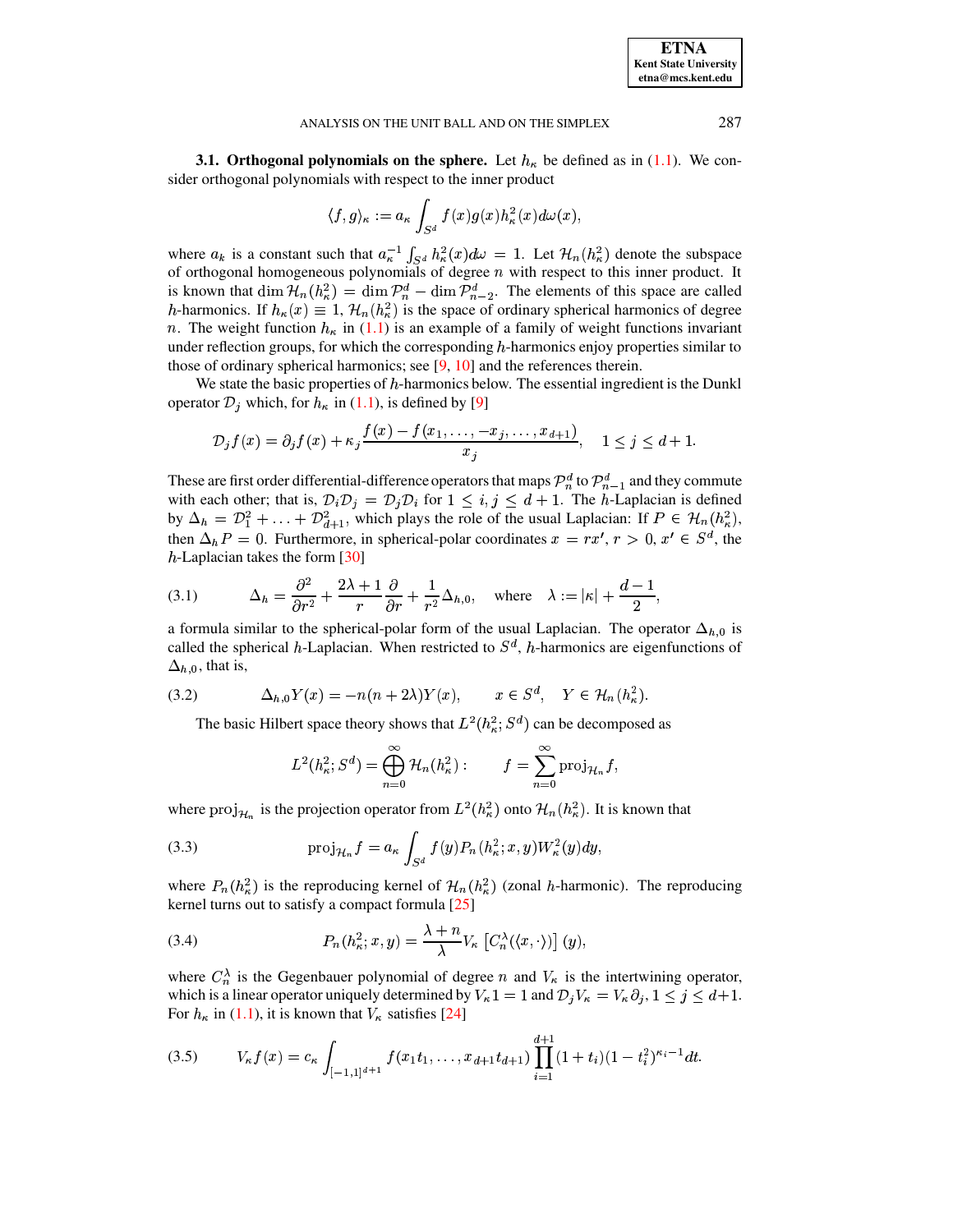**3.1. Orthogonal polynomials on the sphere.** Let $h_\kappa$ be defined as in (1.1). We consider orthogonal polynomials with respect to the inner product

$$\langle f, g\rangle_\kappa := a_\kappa \int_{S^d} f(x)g(x)h_\kappa^2(x)d\omega(x),$$

where $a_k$ is a constant such that $a_\kappa^{-1}\int_{S^d} h_\kappa^2(x)d\omega = 1$. Let $\mathcal{H}_n(h_\kappa^2)$ denote the subspace of orthogonal homogeneous polynomials of degree $n$ with respect to this inner product. It is known that $\dim \mathcal{H}_n(h_\kappa^2) = \dim \mathcal{P}_n^d - \dim \mathcal{P}_{n-2}^d$. The elements of this space are called $h$-harmonics. If $h_\kappa(x) \equiv 1$, $\mathcal{H}_n(h_\kappa^2)$ is the space of ordinary spherical harmonics of degree $n$. The weight function $h_\kappa$ in (1.1) is an example of a family of weight functions invariant under reflection groups, for which the corresponding $h$-harmonics enjoy properties similar to those of ordinary spherical harmonics; see [9, 10] and the references therein.

We state the basic properties of $h$-harmonics below. The essential ingredient is the Dunkl operator $\mathcal{D}_j$ which, for $h_\kappa$ in (1.1), is defined by [9]

$$\mathcal{D}_j f(x) = \partial_j f(x) + \kappa_j \frac{f(x) - f(x_1, \ldots, -x_j, \ldots, x_{d+1})}{x_j}, \quad 1 \le j \le d+1.$$

These are first order differential-difference operators that maps $\mathcal{P}_n^d$ to $\mathcal{P}_{n-1}^d$ and they commute with each other; that is, $\mathcal{D}_i\mathcal{D}_j = \mathcal{D}_j\mathcal{D}_i$ for $1 \le i, j \le d+1$. The $h$-Laplacian is defined by $\Delta_h = \mathcal{D}_1^2 + \ldots + \mathcal{D}_{d+1}^2$, which plays the role of the usual Laplacian: If $P \in \mathcal{H}_n(h_\kappa^2)$, then $\Delta_h P = 0$. Furthermore, in spherical-polar coordinates $x = rx'$, $r > 0$, $x' \in S^d$, the $h$-Laplacian takes the form [30]

$$\Delta_h = \frac{\partial^2}{\partial r^2} + \frac{2\lambda+1}{r}\frac{\partial}{\partial r} + \frac{1}{r^2}\Delta_{h,0}, \quad \text{where} \quad \lambda := |\kappa| + \frac{d-1}{2}, \tag{3.1}$$

a formula similar to the spherical-polar form of the usual Laplacian. The operator $\Delta_{h,0}$ is called the spherical $h$-Laplacian. When restricted to $S^d$, $h$-harmonics are eigenfunctions of $\Delta_{h,0}$, that is,

$$\Delta_{h,0} Y(x) = -n(n+2\lambda)Y(x), \qquad x \in S^d, \quad Y \in \mathcal{H}_n(h_\kappa^2). \tag{3.2}$$

The basic Hilbert space theory shows that $L^2(h_\kappa^2; S^d)$ can be decomposed as

$$L^2(h_\kappa^2; S^d) = \bigoplus_{n=0}^{\infty} \mathcal{H}_n(h_\kappa^2): \qquad f = \sum_{n=0}^{\infty} \operatorname{proj}_{\mathcal{H}_n} f,$$

where $\operatorname{proj}_{\mathcal{H}_n}$ is the projection operator from $L^2(h_\kappa^2)$ onto $\mathcal{H}_n(h_\kappa^2)$. It is known that

$$\operatorname{proj}_{\mathcal{H}_n} f = a_\kappa \int_{S^d} f(y) P_n(h_\kappa^2; x, y) W_\kappa^2(y) dy, \tag{3.3}$$

where $P_n(h_\kappa^2)$ is the reproducing kernel of $\mathcal{H}_n(h_\kappa^2)$ (zonal $h$-harmonic). The reproducing kernel turns out to satisfy a compact formula [25]

$$P_n(h_\kappa^2; x, y) = \frac{\lambda+n}{\lambda} V_\kappa \left[C_n^\lambda(\langle x, \cdot\rangle)\right](y), \tag{3.4}$$

where $C_n^\lambda$ is the Gegenbauer polynomial of degree $n$ and $V_\kappa$ is the intertwining operator, which is a linear operator uniquely determined by $V_\kappa 1 = 1$ and $\mathcal{D}_j V_\kappa = V_\kappa \partial_j$, $1 \le j \le d+1$. For $h_\kappa$ in (1.1), it is known that $V_\kappa$ satisfies [24]

$$V_\kappa f(x) = c_\kappa \int_{[-1,1]^{d+1}} f(x_1 t_1, \ldots, x_{d+1} t_{d+1}) \prod_{i=1}^{d+1} (1+t_i)(1-t_i^2)^{\kappa_i - 1} dt. \tag{3.5}$$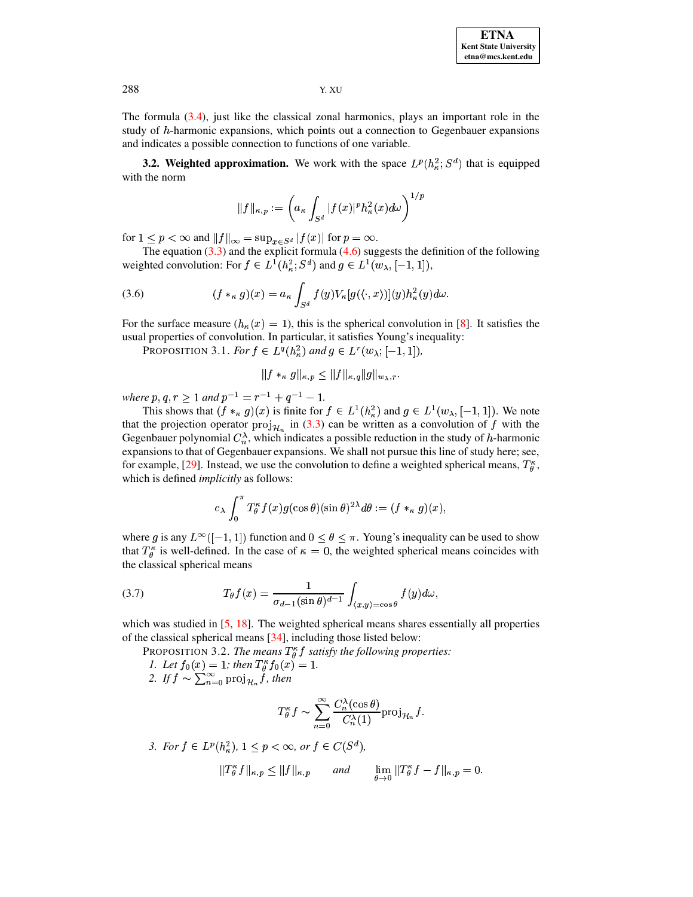The formula (3.4), just like the classical zonal harmonics, plays an important role in the study of $h$-harmonic expansions, which points out a connection to Gegenbauer expansions and indicates a possible connection to functions of one variable.

**3.2. Weighted approximation.** We work with the space $L^p(h_\kappa^2; S^d)$ that is equipped with the norm

$$\|f\|_{\kappa,p} := \left( a_\kappa \int_{S^d} |f(x)|^p h_\kappa^2(x) d\omega \right)^{1/p}$$

for $1 \le p < \infty$ and $\|f\|_\infty = \sup_{x \in S^d} |f(x)|$ for $p = \infty$.

The equation (3.3) and the explicit formula (4.6) suggests the definition of the following weighted convolution: For $f \in L^1(h_\kappa^2; S^d)$ and $g \in L^1(w_\lambda, [-1,1])$,

$$(f *_\kappa g)(x) = a_\kappa \int_{S^d} f(y) V_\kappa[g(\langle \cdot, x \rangle)](y) h_\kappa^2(y) d\omega. \tag{3.6}$$

For the surface measure ($h_\kappa(x) = 1$), this is the spherical convolution in [8]. It satisfies the usual properties of convolution. In particular, it satisfies Young's inequality:

PROPOSITION 3.1. *For $f \in L^q(h_\kappa^2)$ and $g \in L^r(w_\lambda; [-1,1])$,*

$$\|f *_\kappa g\|_{\kappa,p} \le \|f\|_{\kappa,q} \|g\|_{w_\lambda, r}.$$

*where $p, q, r \ge 1$ and $p^{-1} = r^{-1} + q^{-1} - 1$.*

This shows that $(f *_\kappa g)(x)$ is finite for $f \in L^1(h_\kappa^2)$ and $g \in L^1(w_\lambda, [-1,1])$. We note that the projection operator $\mathrm{proj}_{\mathcal{H}_n}$ in (3.3) can be written as a convolution of $f$ with the Gegenbauer polynomial $C_n^\lambda$, which indicates a possible reduction in the study of $h$-harmonic expansions to that of Gegenbauer expansions. We shall not pursue this line of study here; see, for example, [29]. Instead, we use the convolution to define a weighted spherical means, $T_\theta^\kappa$, which is defined *implicitly* as follows:

$$c_\lambda \int_0^\pi T_\theta^\kappa f(x) g(\cos\theta) (\sin\theta)^{2\lambda} d\theta := (f *_\kappa g)(x),$$

where $g$ is any $L^\infty([-1,1])$ function and $0 \le \theta \le \pi$. Young's inequality can be used to show that $T_\theta^\kappa$ is well-defined. In the case of $\kappa = 0$, the weighted spherical means coincides with the classical spherical means

$$T_\theta f(x) = \frac{1}{\sigma_{d-1} (\sin\theta)^{d-1}} \int_{\langle x,y \rangle = \cos\theta} f(y) d\omega, \tag{3.7}$$

which was studied in [5, 18]. The weighted spherical means shares essentially all properties of the classical spherical means [34], including those listed below:

PROPOSITION 3.2. *The means $T_\theta^\kappa f$ satisfy the following properties:*

1. *Let $f_0(x) = 1$; then $T_\theta^\kappa f_0(x) = 1$.*
2. *If $f \sim \sum_{n=0}^\infty \mathrm{proj}_{\mathcal{H}_n} f$, then*

$$T_\theta^\kappa f \sim \sum_{n=0}^\infty \frac{C_n^\lambda(\cos\theta)}{C_n^\lambda(1)} \mathrm{proj}_{\mathcal{H}_n} f.$$

3. *For $f \in L^p(h_\kappa^2)$, $1 \le p < \infty$, or $f \in C(S^d)$,*

$$\|T_\theta^\kappa f\|_{\kappa,p} \le \|f\|_{\kappa,p} \qquad \textit{and} \qquad \lim_{\theta \to 0} \|T_\theta^\kappa f - f\|_{\kappa,p} = 0.$$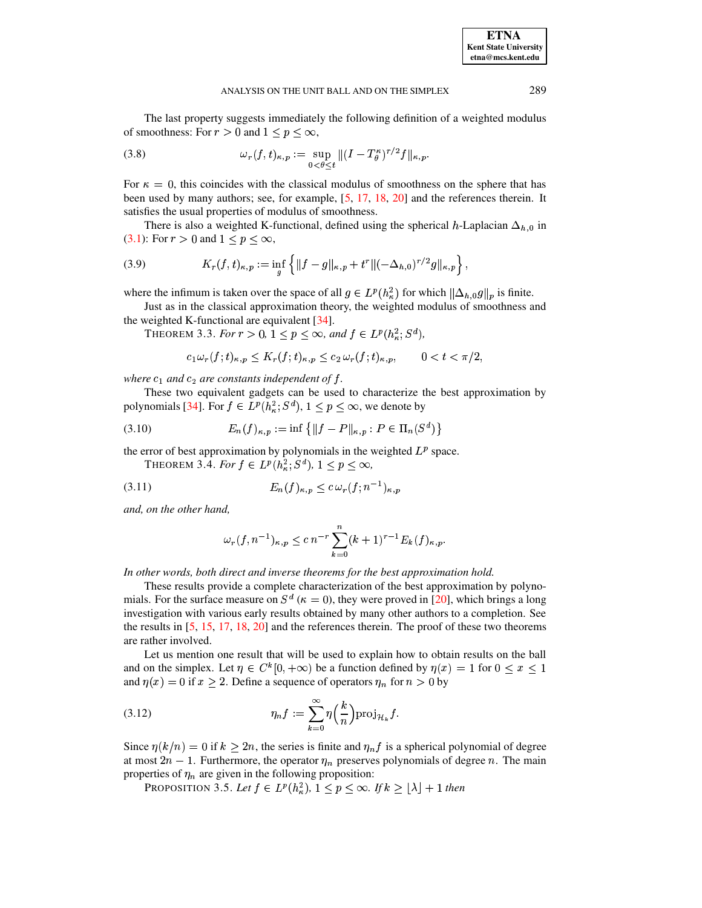The last property suggests immediately the following definition of a weighted modulus of smoothness: For $r > 0$ and $1 \le p \le \infty$,

$$\omega_r(f,t)_{\kappa,p} := \sup_{0<\theta\le t} \|(I - T_\theta^\kappa)^{r/2} f\|_{\kappa,p}. \tag{3.8}$$

For $\kappa = 0$, this coincides with the classical modulus of smoothness on the sphere that has been used by many authors; see, for example, [5, 17, 18, 20] and the references therein. It satisfies the usual properties of modulus of smoothness.

There is also a weighted K-functional, defined using the spherical $h$-Laplacian $\Delta_{h,0}$ in (3.1): For $r > 0$ and $1 \le p \le \infty$,

$$K_r(f,t)_{\kappa,p} := \inf_g \left\{ \|f - g\|_{\kappa,p} + t^r \|(-\Delta_{h,0})^{r/2} g\|_{\kappa,p} \right\}, \tag{3.9}$$

where the infimum is taken over the space of all $g \in L^p(h_\kappa^2)$ for which $\|\Delta_{h,0} g\|_p$ is finite.

Just as in the classical approximation theory, the weighted modulus of smoothness and the weighted K-functional are equivalent [34].

THEOREM 3.3. *For $r > 0$, $1 \le p \le \infty$, and $f \in L^p(h_\kappa^2; S^d)$,*

$$c_1 \omega_r(f;t)_{\kappa,p} \le K_r(f;t)_{\kappa,p} \le c_2\, \omega_r(f;t)_{\kappa,p}, \qquad 0 < t < \pi/2,$$

*where $c_1$ and $c_2$ are constants independent of $f$.*

These two equivalent gadgets can be used to characterize the best approximation by polynomials [34]. For $f \in L^p(h_\kappa^2; S^d)$, $1 \le p \le \infty$, we denote by

$$E_n(f)_{\kappa,p} := \inf \left\{ \|f - P\|_{\kappa,p} : P \in \Pi_n(S^d) \right\} \tag{3.10}$$

the error of best approximation by polynomials in the weighted $L^p$ space.

THEOREM 3.4. *For $f \in L^p(h_\kappa^2; S^d)$, $1 \le p \le \infty$,*

$$E_n(f)_{\kappa,p} \le c\, \omega_r(f;n^{-1})_{\kappa,p} \tag{3.11}$$

*and, on the other hand,*

$$\omega_r(f, n^{-1})_{\kappa,p} \le c\, n^{-r} \sum_{k=0}^{n} (k+1)^{r-1} E_k(f)_{\kappa,p}.$$

*In other words, both direct and inverse theorems for the best approximation hold.*

These results provide a complete characterization of the best approximation by polynomials. For the surface measure on $S^d$ ($\kappa = 0$), they were proved in [20], which brings a long investigation with various early results obtained by many other authors to a completion. See the results in [5, 15, 17, 18, 20] and the references therein. The proof of these two theorems are rather involved.

Let us mention one result that will be used to explain how to obtain results on the ball and on the simplex. Let $\eta \in C^k[0, +\infty)$ be a function defined by $\eta(x) = 1$ for $0 \le x \le 1$ and $\eta(x) = 0$ if $x \ge 2$. Define a sequence of operators $\eta_n$ for $n > 0$ by

$$\eta_n f := \sum_{k=0}^{\infty} \eta\Big(\frac{k}{n}\Big) \operatorname{proj}_{\mathcal{H}_k} f. \tag{3.12}$$

Since $\eta(k/n) = 0$ if $k \ge 2n$, the series is finite and $\eta_n f$ is a spherical polynomial of degree at most $2n - 1$. Furthermore, the operator $\eta_n$ preserves polynomials of degree $n$. The main properties of $\eta_n$ are given in the following proposition:

PROPOSITION 3.5. *Let $f \in L^p(h_\kappa^2)$, $1 \le p \le \infty$. If $k \ge \lfloor \lambda \rfloor + 1$ then*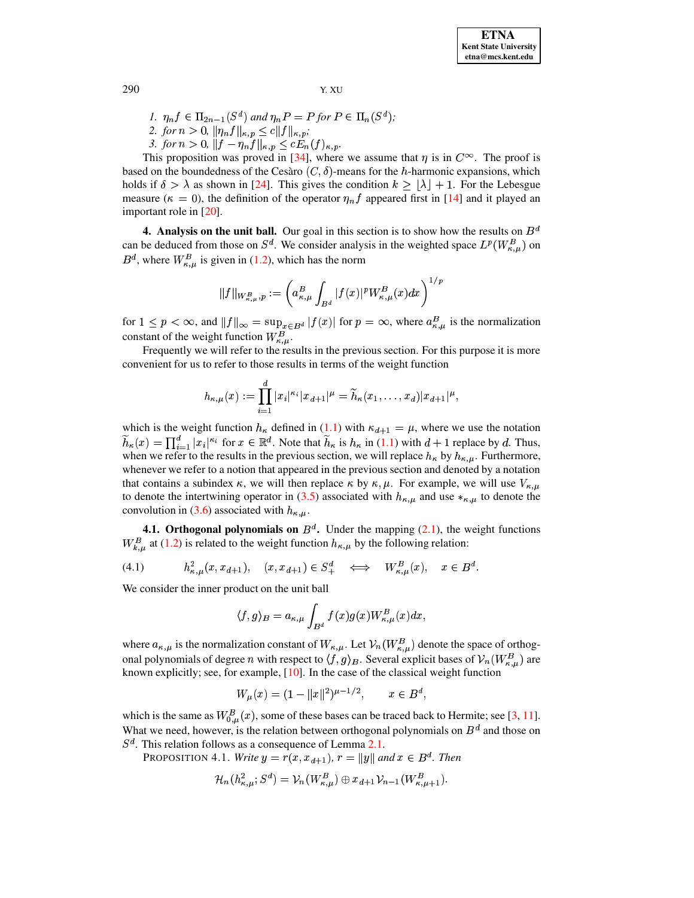1. $\eta_n f \in \Pi_{2n-1}(S^d)$ and $\eta_n P = P$ for $P \in \Pi_n(S^d)$;
2. for $n > 0$, $\|\eta_n f\|_{\kappa,p} \le c\|f\|_{\kappa,p}$;
3. for $n > 0$, $\|f - \eta_n f\|_{\kappa,p} \le c E_n(f)_{\kappa,p}$.

This proposition was proved in [34], where we assume that $\eta$ is in $C^\infty$. The proof is based on the boundedness of the Cesàro $(C,\delta)$-means for the $h$-harmonic expansions, which holds if $\delta > \lambda$ as shown in [24]. This gives the condition $k \ge \lfloor \lambda \rfloor + 1$. For the Lebesgue measure ($\kappa = 0$), the definition of the operator $\eta_n f$ appeared first in [14] and it played an important role in [20].

## 4. Analysis on the unit ball.

Our goal in this section is to show how the results on $B^d$ can be deduced from those on $S^d$. We consider analysis in the weighted space $L^p(W^B_{\kappa,\mu})$ on $B^d$, where $W^B_{\kappa,\mu}$ is given in (1.2), which has the norm

$$\|f\|_{W^B_{\kappa,\mu},p} := \left( a^B_{\kappa,\mu} \int_{B^d} |f(x)|^p W^B_{\kappa,\mu}(x) dx \right)^{1/p}$$

for $1 \le p < \infty$, and $\|f\|_\infty = \sup_{x \in B^d} |f(x)|$ for $p = \infty$, where $a^B_{\kappa,\mu}$ is the normalization constant of the weight function $W^B_{\kappa,\mu}$.

Frequently we will refer to the results in the previous section. For this purpose it is more convenient for us to refer to those results in terms of the weight function

$$h_{\kappa,\mu}(x) := \prod_{i=1}^d |x_i|^{\kappa_i} |x_{d+1}|^\mu = \widetilde{h}_\kappa(x_1, \ldots, x_d)|x_{d+1}|^\mu,$$

which is the weight function $h_\kappa$ defined in (1.1) with $\kappa_{d+1} = \mu$, where we use the notation $\widetilde{h}_\kappa(x) = \prod_{i=1}^d |x_i|^{\kappa_i}$ for $x \in \mathbb{R}^d$. Note that $\widetilde{h}_\kappa$ is $h_\kappa$ in (1.1) with $d+1$ replace by $d$. Thus, when we refer to the results in the previous section, we will replace $h_\kappa$ by $h_{\kappa,\mu}$. Furthermore, whenever we refer to a notion that appeared in the previous section and denoted by a notation that contains a subindex $\kappa$, we will then replace $\kappa$ by $\kappa, \mu$. For example, we will use $V_{\kappa,\mu}$ to denote the intertwining operator in (3.5) associated with $h_{\kappa,\mu}$ and use $*_{\kappa,\mu}$ to denote the convolution in (3.6) associated with $h_{\kappa,\mu}$.

### 4.1. Orthogonal polynomials on $B^d$.

Under the mapping (2.1), the weight functions $W^B_{k,\mu}$ at (1.2) is related to the weight function $h_{\kappa,\mu}$ by the following relation:

$$h^2_{\kappa,\mu}(x, x_{d+1}), \quad (x, x_{d+1}) \in S^d_+ \quad \Longleftrightarrow \quad W^B_{\kappa,\mu}(x), \quad x \in B^d. \tag{4.1}$$

We consider the inner product on the unit ball

$$\langle f, g \rangle_B = a_{\kappa,\mu} \int_{B^d} f(x) g(x) W^B_{\kappa,\mu}(x) dx,$$

where $a_{\kappa,\mu}$ is the normalization constant of $W_{\kappa,\mu}$. Let $\mathcal{V}_n(W^B_{\kappa,\mu})$ denote the space of orthogonal polynomials of degree $n$ with respect to $\langle f, g \rangle_B$. Several explicit bases of $\mathcal{V}_n(W^B_{\kappa,\mu})$ are known explicitly; see, for example, [10]. In the case of the classical weight function

$$W_\mu(x) = (1 - \|x\|^2)^{\mu - 1/2}, \qquad x \in B^d,$$

which is the same as $W^B_{0,\mu}(x)$, some of these bases can be traced back to Hermite; see [3, 11]. What we need, however, is the relation between orthogonal polynomials on $B^d$ and those on $S^d$. This relation follows as a consequence of Lemma 2.1.

PROPOSITION 4.1. *Write $y = r(x, x_{d+1})$, $r = \|y\|$ and $x \in B^d$. Then*

$$\mathcal{H}_n(h^2_{\kappa,\mu}; S^d) = \mathcal{V}_n(W^B_{\kappa,\mu}) \oplus x_{d+1} \mathcal{V}_{n-1}(W^B_{\kappa,\mu+1}).$$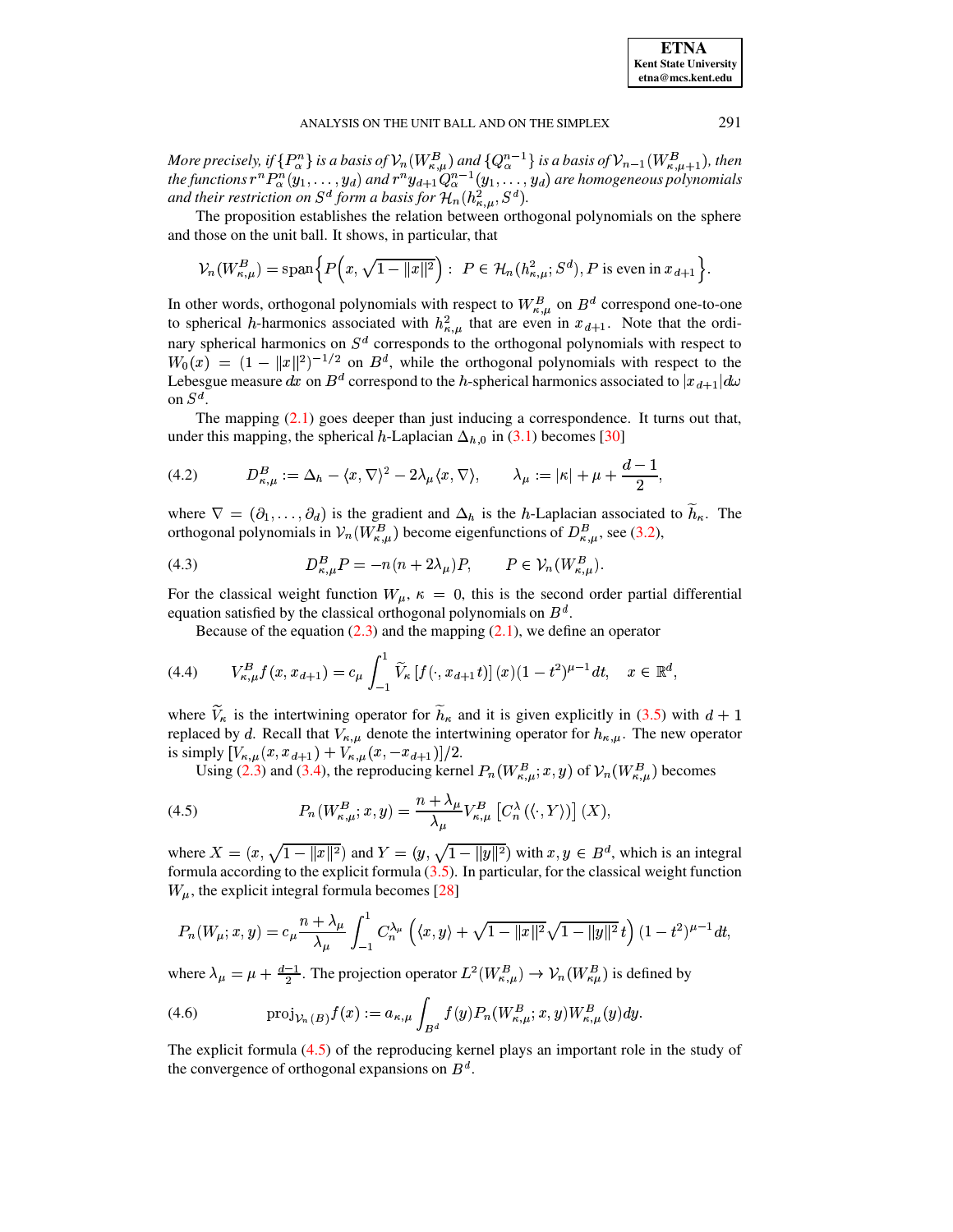*More precisely, if $\{P_\alpha^n\}$ is a basis of $\mathcal{V}_n(W_{\kappa,\mu}^B)$ and $\{Q_\alpha^{n-1}\}$ is a basis of $\mathcal{V}_{n-1}(W_{\kappa,\mu+1}^B)$, then the functions $r^n P_\alpha^n(y_1,\ldots,y_d)$ and $r^n y_{d+1} Q_\alpha^{n-1}(y_1,\ldots,y_d)$ are homogeneous polynomials and their restriction on $S^d$ form a basis for $\mathcal{H}_n(h_{\kappa,\mu}^2, S^d)$.*

The proposition establishes the relation between orthogonal polynomials on the sphere and those on the unit ball. It shows, in particular, that

$$\mathcal{V}_n(W_{\kappa,\mu}^B) = \operatorname{span}\Big\{ P\Big(x, \sqrt{1-\|x\|^2}\Big) : \ P \in \mathcal{H}_n(h_{\kappa,\mu}^2; S^d), P \text{ is even in } x_{d+1} \Big\}.$$

In other words, orthogonal polynomials with respect to $W_{\kappa,\mu}^B$ on $B^d$ correspond one-to-one to spherical $h$-harmonics associated with $h_{\kappa,\mu}^2$ that are even in $x_{d+1}$. Note that the ordinary spherical harmonics on $S^d$ corresponds to the orthogonal polynomials with respect to $W_0(x) = (1-\|x\|^2)^{-1/2}$ on $B^d$, while the orthogonal polynomials with respect to the Lebesgue measure $dx$ on $B^d$ correspond to the $h$-spherical harmonics associated to $|x_{d+1}|d\omega$ on $S^d$.

The mapping (2.1) goes deeper than just inducing a correspondence. It turns out that, under this mapping, the spherical $h$-Laplacian $\Delta_{h,0}$ in (3.1) becomes [30]

$$D_{\kappa,\mu}^B := \Delta_h - \langle x, \nabla\rangle^2 - 2\lambda_\mu \langle x, \nabla\rangle, \qquad \lambda_\mu := |\kappa| + \mu + \frac{d-1}{2}, \tag{4.2}$$

where $\nabla = (\partial_1, \ldots, \partial_d)$ is the gradient and $\Delta_h$ is the $h$-Laplacian associated to $\widetilde{h}_\kappa$. The orthogonal polynomials in $\mathcal{V}_n(W_{\kappa,\mu}^B)$ become eigenfunctions of $D_{\kappa,\mu}^B$, see (3.2),

$$D_{\kappa,\mu}^B P = -n(n+2\lambda_\mu)P, \qquad P \in \mathcal{V}_n(W_{\kappa,\mu}^B). \tag{4.3}$$

For the classical weight function $W_\mu$, $\kappa = 0$, this is the second order partial differential equation satisfied by the classical orthogonal polynomials on $B^d$.

Because of the equation (2.3) and the mapping (2.1), we define an operator

$$V_{\kappa,\mu}^B f(x, x_{d+1}) = c_\mu \int_{-1}^1 \widetilde{V}_\kappa \left[f(\cdot, x_{d+1}t)\right](x)(1-t^2)^{\mu-1} dt, \quad x \in \mathbb{R}^d, \tag{4.4}$$

where $\widetilde{V}_\kappa$ is the intertwining operator for $\widetilde{h}_\kappa$ and it is given explicitly in (3.5) with $d+1$ replaced by $d$. Recall that $V_{\kappa,\mu}$ denote the intertwining operator for $h_{\kappa,\mu}$. The new operator is simply $[V_{\kappa,\mu}(x, x_{d+1}) + V_{\kappa,\mu}(x, -x_{d+1})]/2$.

Using (2.3) and (3.4), the reproducing kernel $P_n(W_{\kappa,\mu}^B; x, y)$ of $\mathcal{V}_n(W_{\kappa,\mu}^B)$ becomes

$$P_n(W_{\kappa,\mu}^B; x, y) = \frac{n+\lambda_\mu}{\lambda_\mu} V_{\kappa,\mu}^B \left[C_n^\lambda(\langle \cdot, Y\rangle)\right](X), \tag{4.5}$$

where $X = (x, \sqrt{1-\|x\|^2})$ and $Y = (y, \sqrt{1-\|y\|^2})$ with $x, y \in B^d$, which is an integral formula according to the explicit formula (3.5). In particular, for the classical weight function $W_\mu$, the explicit integral formula becomes [28]

$$P_n(W_\mu; x, y) = c_\mu \frac{n+\lambda_\mu}{\lambda_\mu} \int_{-1}^1 C_n^{\lambda_\mu}\left(\langle x, y\rangle + \sqrt{1-\|x\|^2}\sqrt{1-\|y\|^2}\, t\right)(1-t^2)^{\mu-1} dt,$$

where $\lambda_\mu = \mu + \frac{d-1}{2}$. The projection operator $L^2(W_{\kappa,\mu}^B) \to \mathcal{V}_n(W_{\kappa\mu}^B)$ is defined by

$$\operatorname{proj}_{\mathcal{V}_n(B)} f(x) := a_{\kappa,\mu} \int_{B^d} f(y) P_n(W_{\kappa,\mu}^B; x, y) W_{\kappa,\mu}^B(y) dy. \tag{4.6}$$

The explicit formula (4.5) of the reproducing kernel plays an important role in the study of the convergence of orthogonal expansions on $B^d$.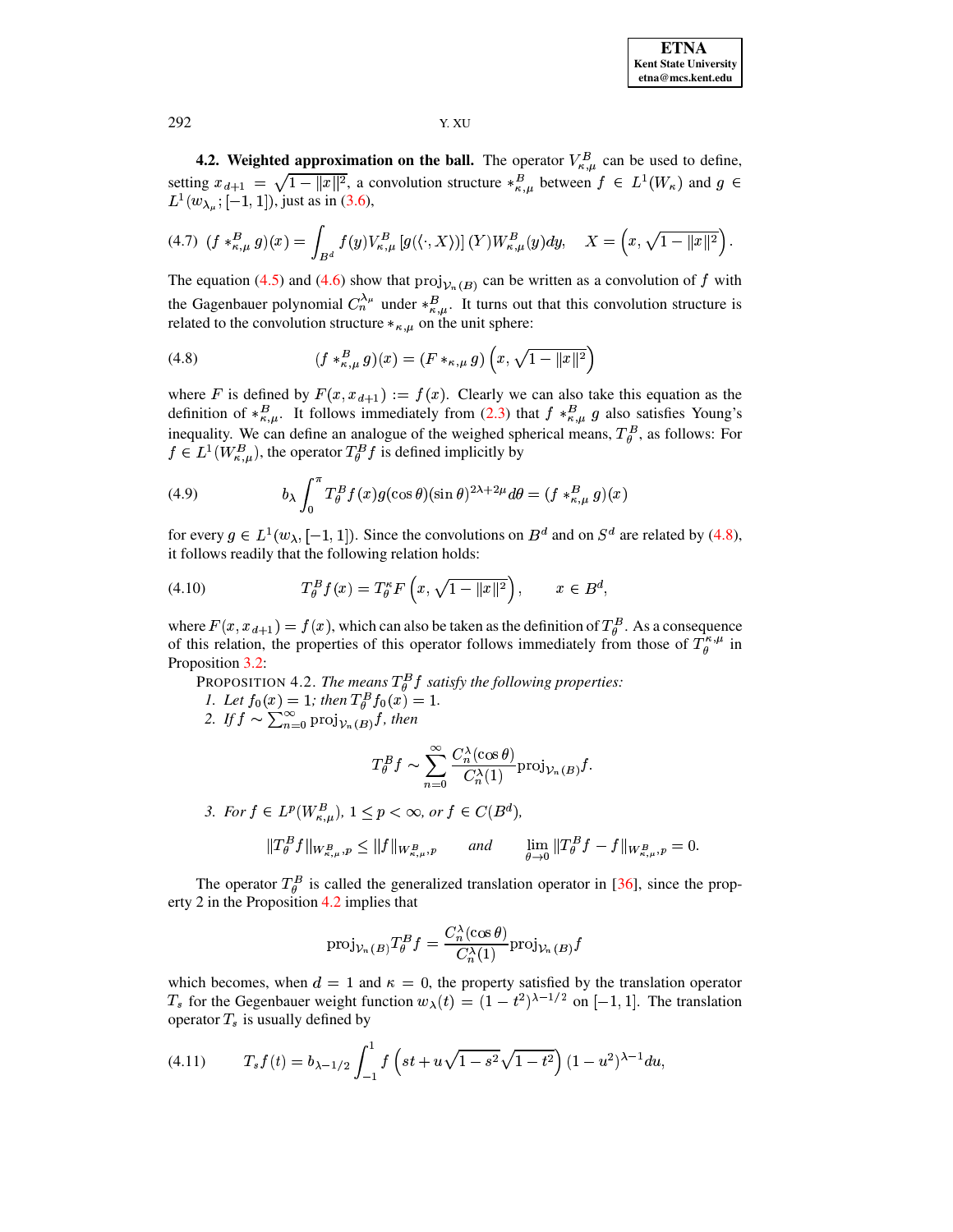**4.2. Weighted approximation on the ball.** The operator $V_{\kappa,\mu}^B$ can be used to define, setting $x_{d+1} = \sqrt{1-\|x\|^2}$, a convolution structure $*_{\kappa,\mu}^B$ between $f \in L^1(W_\kappa)$ and $g \in L^1(w_{\lambda_\mu}; [-1,1])$, just as in (3.6),

$$(4.7)\quad (f *_{\kappa,\mu}^B g)(x) = \int_{B^d} f(y) V_{\kappa,\mu}^B \left[g(\langle \cdot, X\rangle)\right](Y) W_{\kappa,\mu}^B(y) dy, \quad X = \left(x, \sqrt{1-\|x\|^2}\right).$$

The equation (4.5) and (4.6) show that $\mathrm{proj}_{\mathcal{V}_n(B)}$ can be written as a convolution of $f$ with the Gagenbauer polynomial $C_n^{\lambda_\mu}$ under $*_{\kappa,\mu}^B$. It turns out that this convolution structure is related to the convolution structure $*_{\kappa,\mu}$ on the unit sphere:

$$(4.8)\qquad (f *_{\kappa,\mu}^B g)(x) = (F *_{\kappa,\mu} g)\left(x, \sqrt{1-\|x\|^2}\right)$$

where $F$ is defined by $F(x, x_{d+1}) := f(x)$. Clearly we can also take this equation as the definition of $*_{\kappa,\mu}^B$. It follows immediately from (2.3) that $f *_{\kappa,\mu}^B g$ also satisfies Young's inequality. We can define an analogue of the weighed spherical means, $T_\theta^B$, as follows: For $f \in L^1(W_{\kappa,\mu}^B)$, the operator $T_\theta^B f$ is defined implicitly by

$$(4.9)\qquad b_\lambda \int_0^\pi T_\theta^B f(x) g(\cos\theta)(\sin\theta)^{2\lambda+2\mu} d\theta = (f *_{\kappa,\mu}^B g)(x)$$

for every $g \in L^1(w_\lambda, [-1,1])$. Since the convolutions on $B^d$ and on $S^d$ are related by (4.8), it follows readily that the following relation holds:

$$(4.10)\qquad T_\theta^B f(x) = T_\theta^\kappa F\left(x, \sqrt{1-\|x\|^2}\right), \qquad x \in B^d,$$

where $F(x, x_{d+1}) = f(x)$, which can also be taken as the definition of $T_\theta^B$. As a consequence of this relation, the properties of this operator follows immediately from those of $T_\theta^{\kappa,\mu}$ in Proposition 3.2:

PROPOSITION 4.2. *The means $T_\theta^B f$ satisfy the following properties:*

1. *Let $f_0(x) = 1$; then $T_\theta^B f_0(x) = 1$.*
2. *If $f \sim \sum_{n=0}^\infty \mathrm{proj}_{\mathcal{V}_n(B)} f$, then*
$$T_\theta^B f \sim \sum_{n=0}^\infty \frac{C_n^\lambda(\cos\theta)}{C_n^\lambda(1)} \mathrm{proj}_{\mathcal{V}_n(B)} f.$$
3. *For $f \in L^p(W_{\kappa,\mu}^B)$, $1 \le p < \infty$, or $f \in C(B^d)$,*
$$\|T_\theta^B f\|_{W_{\kappa,\mu}^B,p} \le \|f\|_{W_{\kappa,\mu}^B,p} \qquad \textit{and} \qquad \lim_{\theta\to 0} \|T_\theta^B f - f\|_{W_{\kappa,\mu}^B,p} = 0.$$

The operator $T_\theta^B$ is called the generalized translation operator in [36], since the property 2 in the Proposition 4.2 implies that

$$\mathrm{proj}_{\mathcal{V}_n(B)} T_\theta^B f = \frac{C_n^\lambda(\cos\theta)}{C_n^\lambda(1)} \mathrm{proj}_{\mathcal{V}_n(B)} f$$

which becomes, when $d = 1$ and $\kappa = 0$, the property satisfied by the translation operator $T_s$ for the Gegenbauer weight function $w_\lambda(t) = (1-t^2)^{\lambda-1/2}$ on $[-1,1]$. The translation operator $T_s$ is usually defined by

$$(4.11)\qquad T_s f(t) = b_{\lambda-1/2} \int_{-1}^1 f\left(st + u\sqrt{1-s^2}\sqrt{1-t^2}\right)(1-u^2)^{\lambda-1} du,$$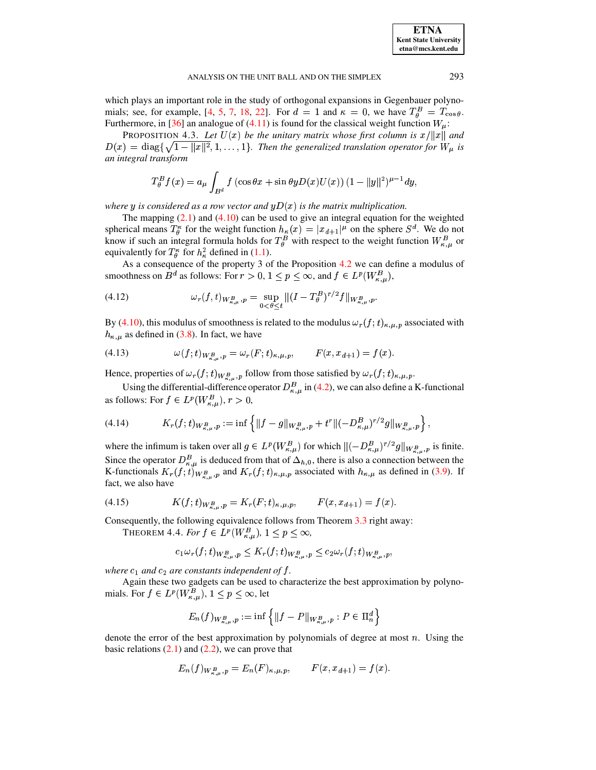which plays an important role in the study of orthogonal expansions in Gegenbauer polynomials; see, for example, [4, 5, 7, 18, 22]. For $d = 1$ and $\kappa = 0$, we have $T_\theta^B = T_{\cos\theta}$. Furthermore, in [36] an analogue of (4.11) is found for the classical weight function $W_\mu$:

PROPOSITION 4.3. *Let $U(x)$ be the unitary matrix whose first column is $x/\|x\|$ and $D(x) = \operatorname{diag}\{\sqrt{1-\|x\|^2}, 1, \ldots, 1\}$. Then the generalized translation operator for $W_\mu$ is an integral transform*

$$T_\theta^B f(x) = a_\mu \int_{B^d} f\left(\cos\theta x + \sin\theta y D(x) U(x)\right)(1-\|y\|^2)^{\mu-1} dy,$$

*where $y$ is considered as a row vector and $yD(x)$ is the matrix multiplication.*

The mapping (2.1) and (4.10) can be used to give an integral equation for the weighted spherical means $T_\theta^\kappa$ for the weight function $h_\kappa(x) = |x_{d+1}|^\mu$ on the sphere $S^d$. We do not know if such an integral formula holds for $T_\theta^B$ with respect to the weight function $W_{\kappa,\mu}^B$ or equivalently for $T_\theta^\kappa$ for $h_\kappa^2$ defined in (1.1).

As a consequence of the property 3 of the Proposition 4.2 we can define a modulus of smoothness on $B^d$ as follows: For $r > 0$, $1 \le p \le \infty$, and $f \in L^p(W_{\kappa,\mu}^B)$,

$$\omega_r(f,t)_{W_{\kappa,\mu}^B,p} = \sup_{0<\theta\le t} \|(I - T_\theta^B)^{r/2} f\|_{W_{\kappa,\mu}^B,p}. \tag{4.12}$$

By (4.10), this modulus of smoothness is related to the modulus $\omega_r(f;t)_{\kappa,\mu,p}$ associated with $h_{\kappa,\mu}$ as defined in (3.8). In fact, we have

$$\omega(f;t)_{W_{\kappa,\mu}^B,p} = \omega_r(F;t)_{\kappa,\mu,p}, \qquad F(x,x_{d+1}) = f(x). \tag{4.13}$$

Hence, properties of $\omega_r(f;t)_{W_{\kappa,\mu}^B,p}$ follow from those satisfied by $\omega_r(f;t)_{\kappa,\mu,p}$.

Using the differential-difference operator $D_{\kappa,\mu}^B$ in (4.2), we can also define a K-functional as follows: For $f \in L^p(W_{\kappa,\mu}^B)$, $r > 0$,

$$K_r(f;t)_{W_{\kappa,\mu}^B,p} := \inf\left\{\|f-g\|_{W_{\kappa,\mu}^B,p} + t^r \|(-D_{\kappa,\mu}^B)^{r/2} g\|_{W_{\kappa,\mu}^B,p}\right\}, \tag{4.14}$$

where the infimum is taken over all $g \in L^p(W_{\kappa,\mu}^B)$ for which $\|(-D_{\kappa,\mu}^B)^{r/2} g\|_{W_{\kappa,\mu}^B,p}$ is finite. Since the operator $D_{\kappa,\mu}^B$ is deduced from that of $\Delta_{h,0}$, there is also a connection between the K-functionals $K_r(f;t)_{W_{\kappa,\mu}^B,p}$ and $K_r(f;t)_{\kappa,\mu,p}$ associated with $h_{\kappa,\mu}$ as defined in (3.9). If fact, we also have

$$K(f;t)_{W_{\kappa,\mu}^B,p} = K_r(F;t)_{\kappa,\mu,p}, \qquad F(x,x_{d+1}) = f(x). \tag{4.15}$$

Consequently, the following equivalence follows from Theorem 3.3 right away:

THEOREM 4.4. *For $f \in L^p(W_{\kappa,\mu}^B)$, $1 \le p \le \infty$,*

$$c_1 \omega_r(f;t)_{W_{\kappa,\mu}^B,p} \le K_r(f;t)_{W_{\kappa,\mu}^B,p} \le c_2 \omega_r(f;t)_{W_{\kappa,\mu}^B,p},$$

*where $c_1$ and $c_2$ are constants independent of $f$.*

Again these two gadgets can be used to characterize the best approximation by polynomials. For $f \in L^p(W_{\kappa,\mu}^B)$, $1 \le p \le \infty$, let

$$E_n(f)_{W_{\kappa,\mu}^B,p} := \inf\left\{\|f-P\|_{W_{\kappa,\mu}^B,p} : P \in \Pi_n^d\right\}$$

denote the error of the best approximation by polynomials of degree at most $n$. Using the basic relations (2.1) and (2.2), we can prove that

$$E_n(f)_{W_{\kappa,\mu}^B,p} = E_n(F)_{\kappa,\mu,p}, \qquad F(x,x_{d+1}) = f(x).$$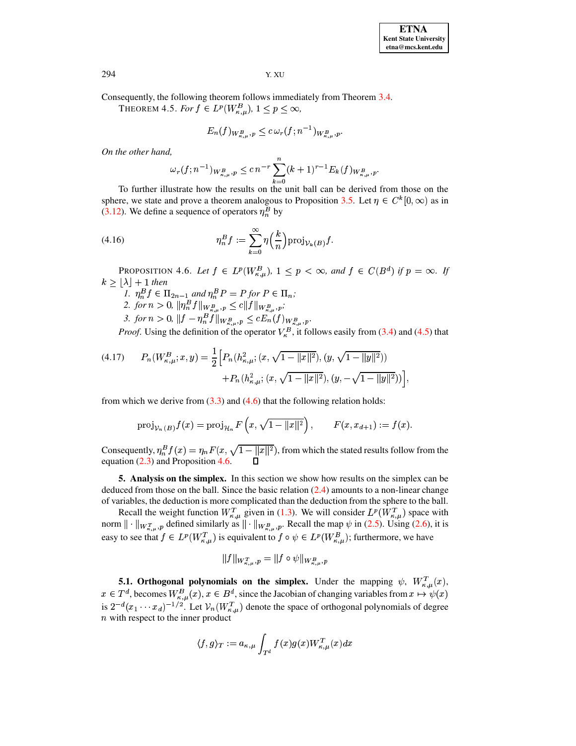Consequently, the following theorem follows immediately from Theorem 3.4.

THEOREM 4.5. *For $f \in L^p(W^B_{\kappa,\mu})$, $1 \le p \le \infty$,*

$$E_n(f)_{W^B_{\kappa,\mu},p} \le c\,\omega_r(f; n^{-1})_{W^B_{\kappa,\mu},p}.$$

*On the other hand,*

$$\omega_r(f; n^{-1})_{W^B_{\kappa,\mu},p} \le c\,n^{-r} \sum_{k=0}^{n} (k+1)^{r-1} E_k(f)_{W^B_{\kappa,\mu},p}.$$

To further illustrate how the results on the unit ball can be derived from those on the sphere, we state and prove a theorem analogous to Proposition 3.5. Let $\eta \in C^k[0,\infty)$ as in (3.12). We define a sequence of operators $\eta^B_n$ by

$$\eta^B_n f := \sum_{k=0}^{\infty} \eta\Big(\frac{k}{n}\Big) \operatorname{proj}_{\mathcal{V}_k(B)} f. \tag{4.16}$$

PROPOSITION 4.6. *Let $f \in L^p(W^B_{\kappa,\mu})$, $1 \le p < \infty$, and $f \in C(B^d)$ if $p = \infty$. If $k \ge \lfloor \lambda \rfloor + 1$ then*

1. *$\eta^B_n f \in \Pi_{2n-1}$ and $\eta^B_n P = P$ for $P \in \Pi_n$;*
2. *for $n > 0$, $\|\eta^B_n f\|_{W^B_{\kappa,\mu},p} \le c\|f\|_{W^B_{\kappa,\mu},p}$;*
3. *for $n > 0$, $\|f - \eta^B_n f\|_{W^B_{\kappa,\mu},p} \le c E_n(f)_{W^B_{\kappa,\mu},p}$.*

*Proof*. Using the definition of the operator $V^B_\kappa$, it follows easily from (3.4) and (4.5) that

$$\begin{aligned} P_n(W^B_{\kappa,\mu}; x, y) = \frac{1}{2}\Big[&P_n(h^2_{\kappa,\mu}; (x, \sqrt{1-\|x\|^2}), (y, \sqrt{1-\|y\|^2})) \\ &+ P_n(h^2_{\kappa,\mu}; (x, \sqrt{1-\|x\|^2}), (y, -\sqrt{1-\|y\|^2}))\Big], \end{aligned} \tag{4.17}$$

from which we derive from (3.3) and (4.6) that the following relation holds:

$$\operatorname{proj}_{\mathcal{V}_n(B)} f(x) = \operatorname{proj}_{\mathcal{H}_n} F\left(x, \sqrt{1-\|x\|^2}\right), \qquad F(x, x_{d+1}) := f(x).$$

Consequently, $\eta^B_n f(x) = \eta_n F(x, \sqrt{1-\|x\|^2})$, from which the stated results follow from the equation (2.3) and Proposition 4.6. ∎

**5. Analysis on the simplex.** In this section we show how results on the simplex can be deduced from those on the ball. Since the basic relation (2.4) amounts to a non-linear change of variables, the deduction is more complicated than the deduction from the sphere to the ball.

Recall the weight function $W^T_{\kappa,\mu}$ given in (1.3). We will consider $L^p(W^T_{\kappa,\mu})$ space with norm $\|\cdot\|_{W^T_{\kappa,\mu},p}$ defined similarly as $\|\cdot\|_{W^B_{\kappa,\mu},p}$. Recall the map $\psi$ in (2.5). Using (2.6), it is easy to see that $f \in L^p(W^T_{\kappa,\mu})$ is equivalent to $f \circ \psi \in L^p(W^B_{\kappa,\mu})$; furthermore, we have

$$\|f\|_{W^T_{\kappa,\mu},p} = \|f \circ \psi\|_{W^B_{\kappa,\mu},p}$$

**5.1. Orthogonal polynomials on the simplex.** Under the mapping $\psi$, $W^T_{\kappa,\mu}(x)$, $x \in T^d$, becomes $W^B_{\kappa,\mu}(x)$, $x \in B^d$, since the Jacobian of changing variables from $x \mapsto \psi(x)$ is $2^{-d}(x_1 \cdots x_d)^{-1/2}$. Let $\mathcal{V}_n(W^T_{\kappa,\mu})$ denote the space of orthogonal polynomials of degree $n$ with respect to the inner product

$$\langle f, g\rangle_T := a_{\kappa,\mu} \int_{T^d} f(x) g(x) W^T_{\kappa,\mu}(x) dx$$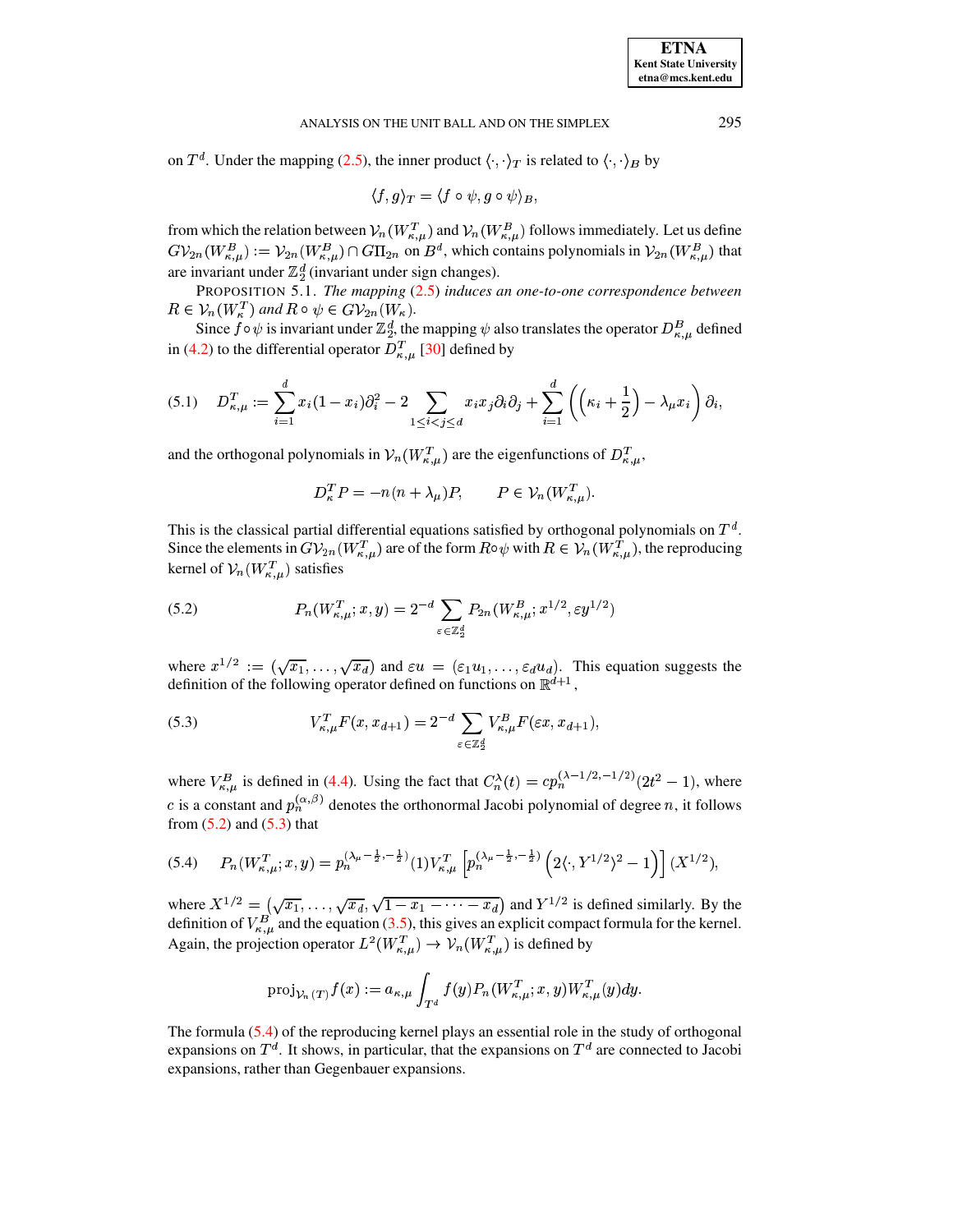on $T^d$. Under the mapping (2.5), the inner product $\langle \cdot, \cdot \rangle_T$ is related to $\langle \cdot, \cdot \rangle_B$ by

$$\langle f, g \rangle_T = \langle f \circ \psi, g \circ \psi \rangle_B,$$

from which the relation between $\mathcal{V}_n(W^T_{\kappa,\mu})$ and $\mathcal{V}_n(W^B_{\kappa,\mu})$ follows immediately. Let us define $G\mathcal{V}_{2n}(W^B_{\kappa,\mu}) := \mathcal{V}_{2n}(W^B_{\kappa,\mu}) \cap G\Pi_{2n}$ on $B^d$, which contains polynomials in $\mathcal{V}_{2n}(W^B_{\kappa,\mu})$ that are invariant under $\mathbb{Z}_2^d$ (invariant under sign changes).

PROPOSITION 5.1. *The mapping* (2.5) *induces an one-to-one correspondence between* $R \in \mathcal{V}_n(W^T_\kappa)$ *and* $R \circ \psi \in G\mathcal{V}_{2n}(W_\kappa)$.

Since $f \circ \psi$ is invariant under $\mathbb{Z}_2^d$, the mapping $\psi$ also translates the operator $D^B_{\kappa,\mu}$ defined in (4.2) to the differential operator $D^T_{\kappa,\mu}$ [30] defined by

$$(5.1) \quad D^T_{\kappa,\mu} := \sum_{i=1}^d x_i(1-x_i)\partial_i^2 - 2\sum_{1 \le i < j \le d} x_i x_j \partial_i \partial_j + \sum_{i=1}^d \left( \left(\kappa_i + \frac{1}{2}\right) - \lambda_\mu x_i \right) \partial_i,$$

and the orthogonal polynomials in $\mathcal{V}_n(W^T_{\kappa,\mu})$ are the eigenfunctions of $D^T_{\kappa,\mu}$,

$$D^T_\kappa P = -n(n+\lambda_\mu)P, \qquad P \in \mathcal{V}_n(W^T_{\kappa,\mu}).$$

This is the classical partial differential equations satisfied by orthogonal polynomials on $T^d$. Since the elements in $G\mathcal{V}_{2n}(W^T_{\kappa,\mu})$ are of the form $R \circ \psi$ with $R \in \mathcal{V}_n(W^T_{\kappa,\mu})$, the reproducing kernel of $\mathcal{V}_n(W^T_{\kappa,\mu})$ satisfies

$$(5.2) \qquad P_n(W^T_{\kappa,\mu}; x, y) = 2^{-d} \sum_{\varepsilon \in \mathbb{Z}_2^d} P_{2n}(W^B_{\kappa,\mu}; x^{1/2}, \varepsilon y^{1/2})$$

where $x^{1/2} := (\sqrt{x_1}, \ldots, \sqrt{x_d})$ and $\varepsilon u = (\varepsilon_1 u_1, \ldots, \varepsilon_d u_d)$. This equation suggests the definition of the following operator defined on functions on $\mathbb{R}^{d+1}$,

$$(5.3) \qquad V^T_{\kappa,\mu} F(x, x_{d+1}) = 2^{-d} \sum_{\varepsilon \in \mathbb{Z}_2^d} V^B_{\kappa,\mu} F(\varepsilon x, x_{d+1}),$$

where $V^B_{\kappa,\mu}$ is defined in (4.4). Using the fact that $C_n^\lambda(t) = c p_n^{(\lambda-1/2,-1/2)}(2t^2-1)$, where $c$ is a constant and $p_n^{(\alpha,\beta)}$ denotes the orthonormal Jacobi polynomial of degree $n$, it follows from (5.2) and (5.3) that

$$(5.4) \quad P_n(W^T_{\kappa,\mu}; x, y) = p_n^{(\lambda_\mu - \frac{1}{2}, -\frac{1}{2})}(1) V^T_{\kappa,\mu}\left[p_n^{(\lambda_\mu - \frac{1}{2}, -\frac{1}{2})}\left(2\langle \cdot, Y^{1/2}\rangle^2 - 1\right)\right](X^{1/2}),$$

where $X^{1/2} = \left(\sqrt{x_1}, \ldots, \sqrt{x_d}, \sqrt{1 - x_1 - \cdots - x_d}\right)$ and $Y^{1/2}$ is defined similarly. By the definition of $V^B_{\kappa,\mu}$ and the equation (3.5), this gives an explicit compact formula for the kernel. Again, the projection operator $L^2(W^T_{\kappa,\mu}) \to \mathcal{V}_n(W^T_{\kappa,\mu})$ is defined by

$$\mathrm{proj}_{\mathcal{V}_n(T)} f(x) := a_{\kappa,\mu} \int_{T^d} f(y) P_n(W^T_{\kappa,\mu}; x, y) W^T_{\kappa,\mu}(y) dy.$$

The formula (5.4) of the reproducing kernel plays an essential role in the study of orthogonal expansions on $T^d$. It shows, in particular, that the expansions on $T^d$ are connected to Jacobi expansions, rather than Gegenbauer expansions.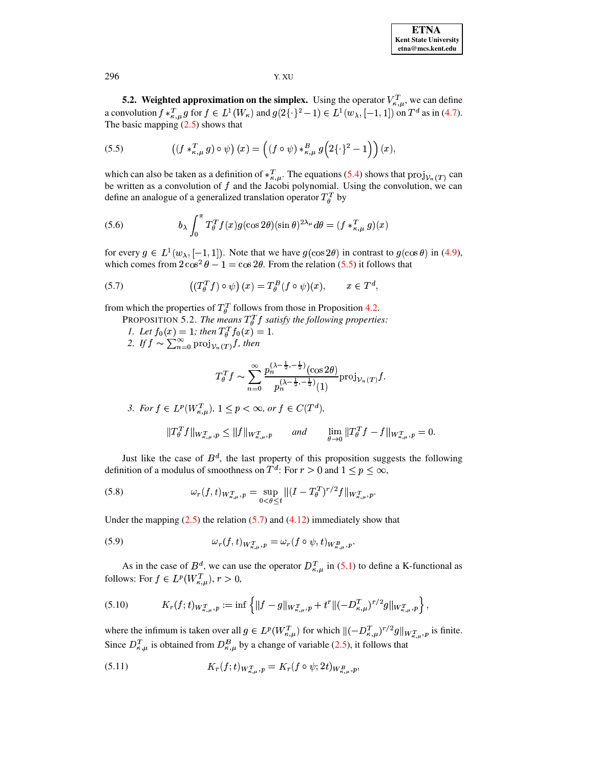**5.2. Weighted approximation on the simplex.** Using the operator $V_{\kappa,\mu}^T$, we can define a convolution $f *_{\kappa,\mu}^T g$ for $f \in L^1(W_\kappa)$ and $g(2\{\cdot\}^2-1) \in L^1(w_\lambda,[-1,1])$ on $T^d$ as in (4.7). The basic mapping (2.5) shows that

$$((f *_{\kappa,\mu}^T g) \circ \psi)(x) = \Big((f\circ\psi) *_{\kappa,\mu}^B g\Big(2\{\cdot\}^2-1\Big)\Big)(x), \tag{5.5}$$

which can also be taken as a definition of $*_{\kappa,\mu}^T$. The equations (5.4) shows that $\mathrm{proj}_{\mathcal{V}_n(T)}$ can be written as a convolution of $f$ and the Jacobi polynomial. Using the convolution, we can define an analogue of a generalized translation operator $T_\theta^T$ by

$$b_\lambda \int_0^\pi T_\theta^T f(x) g(\cos 2\theta)(\sin\theta)^{2\lambda_\mu} d\theta = (f *_{\kappa,\mu}^T g)(x) \tag{5.6}$$

for every $g \in L^1(w_\lambda,[-1,1])$. Note that we have $g(\cos 2\theta)$ in contrast to $g(\cos\theta)$ in (4.9), which comes from $2\cos^2\theta - 1 = \cos 2\theta$. From the relation (5.5) it follows that

$$((T_\theta^T f)\circ\psi)(x) = T_\theta^B(f\circ\psi)(x), \qquad x \in T^d, \tag{5.7}$$

from which the properties of $T_\theta^T$ follows from those in Proposition 4.2.

PROPOSITION 5.2. *The means $T_\theta^T f$ satisfy the following properties:*

1. *Let $f_0(x)=1$; then $T_\theta^T f_0(x) = 1$.*
2. *If $f \sim \sum_{n=0}^\infty \mathrm{proj}_{\mathcal{V}_n(T)} f$, then*

$$T_\theta^T f \sim \sum_{n=0}^\infty \frac{p_n^{(\lambda-\frac12,-\frac12)}(\cos 2\theta)}{p_n^{(\lambda-\frac12,-\frac12)}(1)} \mathrm{proj}_{\mathcal{V}_n(T)} f.$$

3. *For $f \in L^p(W_{\kappa,\mu}^T)$, $1 \le p < \infty$, or $f \in C(T^d)$,*

$$\|T_\theta^T f\|_{W_{\kappa,\mu}^T,p} \le \|f\|_{W_{\kappa,\mu}^T,p} \qquad \textit{and} \qquad \lim_{\theta\to 0} \|T_\theta^T f - f\|_{W_{\kappa,\mu}^T,p} = 0.$$

Just like the case of $B^d$, the last property of this proposition suggests the following definition of a modulus of smoothness on $T^d$: For $r>0$ and $1\le p\le\infty$,

$$\omega_r(f,t)_{W_{\kappa,\mu}^T,p} = \sup_{0<\theta\le t} \|(I-T_\theta^T)^{r/2} f\|_{W_{\kappa,\mu}^T,p}. \tag{5.8}$$

Under the mapping (2.5) the relation (5.7) and (4.12) immediately show that

$$\omega_r(f,t)_{W_{\kappa,\mu}^T,p} = \omega_r(f\circ\psi,t)_{W_{\kappa,\mu}^B,p}. \tag{5.9}$$

As in the case of $B^d$, we can use the operator $D_{\kappa,\mu}^T$ in (5.1) to define a K-functional as follows: For $f \in L^p(W_{\kappa,\mu}^T)$, $r>0$,

$$K_r(f;t)_{W_{\kappa,\mu}^T,p} := \inf\left\{\|f-g\|_{W_{\kappa,\mu}^T,p} + t^r \|(-D_{\kappa,\mu}^T)^{r/2} g\|_{W_{\kappa,\mu}^T,p}\right\}, \tag{5.10}$$

where the infimum is taken over all $g \in L^p(W_{\kappa,\mu}^T)$ for which $\|(-D_{\kappa,\mu}^T)^{r/2} g\|_{W_{\kappa,\mu}^T,p}$ is finite. Since $D_{\kappa,\mu}^T$ is obtained from $D_{\kappa,\mu}^B$ by a change of variable (2.5), it follows that

$$K_r(f;t)_{W_{\kappa,\mu}^T,p} = K_r(f\circ\psi;2t)_{W_{\kappa,\mu}^B,p}, \tag{5.11}$$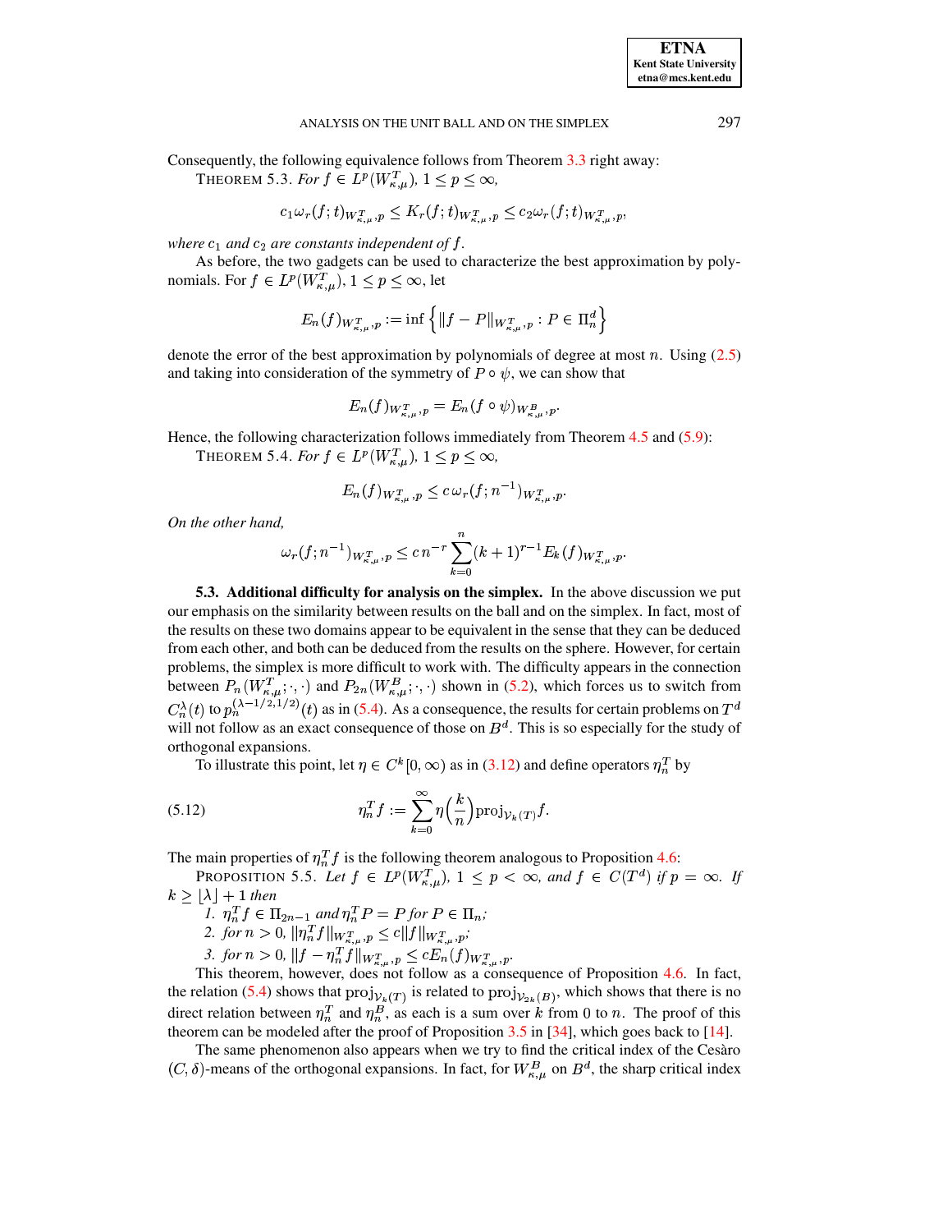Consequently, the following equivalence follows from Theorem 3.3 right away:

THEOREM 5.3. *For $f \in L^p(W^T_{\kappa,\mu})$, $1 \le p \le \infty$,*

$$c_1 \omega_r(f;t)_{W^T_{\kappa,\mu},p} \le K_r(f;t)_{W^T_{\kappa,\mu},p} \le c_2 \omega_r(f;t)_{W^T_{\kappa,\mu},p},$$

*where $c_1$ and $c_2$ are constants independent of $f$.*

As before, the two gadgets can be used to characterize the best approximation by polynomials. For $f \in L^p(W^T_{\kappa,\mu})$, $1 \le p \le \infty$, let

$$E_n(f)_{W^T_{\kappa,\mu},p} := \inf \left\{ \|f - P\|_{W^T_{\kappa,\mu},p} : P \in \Pi^d_n \right\}$$

denote the error of the best approximation by polynomials of degree at most $n$. Using (2.5) and taking into consideration of the symmetry of $P \circ \psi$, we can show that

$$E_n(f)_{W^T_{\kappa,\mu},p} = E_n(f \circ \psi)_{W^B_{\kappa,\mu},p}.$$

Hence, the following characterization follows immediately from Theorem 4.5 and (5.9):

THEOREM 5.4. *For $f \in L^p(W^T_{\kappa,\mu})$, $1 \le p \le \infty$,*

$$E_n(f)_{W^T_{\kappa,\mu},p} \le c\, \omega_r(f;n^{-1})_{W^T_{\kappa,\mu},p}.$$

*On the other hand,*

$$\omega_r(f;n^{-1})_{W^T_{\kappa,\mu},p} \le c\, n^{-r} \sum_{k=0}^{n} (k+1)^{r-1} E_k(f)_{W^T_{\kappa,\mu},p}.$$

**5.3. Additional difficulty for analysis on the simplex.** In the above discussion we put our emphasis on the similarity between results on the ball and on the simplex. In fact, most of the results on these two domains appear to be equivalent in the sense that they can be deduced from each other, and both can be deduced from the results on the sphere. However, for certain problems, the simplex is more difficult to work with. The difficulty appears in the connection between $P_n(W^T_{\kappa,\mu};\cdot,\cdot)$ and $P_{2n}(W^B_{\kappa,\mu};\cdot,\cdot)$ shown in (5.2), which forces us to switch from $C^\lambda_n(t)$ to $p_n^{(\lambda-1/2,1/2)}(t)$ as in (5.4). As a consequence, the results for certain problems on $T^d$ will not follow as an exact consequence of those on $B^d$. This is so especially for the study of orthogonal expansions.

To illustrate this point, let $\eta \in C^k[0,\infty)$ as in (3.12) and define operators $\eta^T_n$ by

$$\eta^T_n f := \sum_{k=0}^{\infty} \eta\Big(\frac{k}{n}\Big) \mathrm{proj}_{\mathcal{V}_k(T)} f. \tag{5.12}$$

The main properties of $\eta^T_n f$ is the following theorem analogous to Proposition 4.6:

PROPOSITION 5.5. *Let $f \in L^p(W^T_{\kappa,\mu})$, $1 \le p < \infty$, and $f \in C(T^d)$ if $p = \infty$. If $k \ge \lfloor \lambda \rfloor + 1$ then*

1. *$\eta^T_n f \in \Pi_{2n-1}$ and $\eta^T_n P = P$ for $P \in \Pi_n$;*
2. *for $n > 0$, $\|\eta^T_n f\|_{W^T_{\kappa,\mu},p} \le c \|f\|_{W^T_{\kappa,\mu},p}$;*
3. *for $n > 0$, $\|f - \eta^T_n f\|_{W^T_{\kappa,\mu},p} \le c E_n(f)_{W^T_{\kappa,\mu},p}$.*

This theorem, however, does not follow as a consequence of Proposition 4.6. In fact, the relation (5.4) shows that $\mathrm{proj}_{\mathcal{V}_k(T)}$ is related to $\mathrm{proj}_{\mathcal{V}_{2k}(B)}$, which shows that there is no direct relation between $\eta^T_n$ and $\eta^B_n$, as each is a sum over $k$ from 0 to $n$. The proof of this theorem can be modeled after the proof of Proposition 3.5 in [34], which goes back to [14].

The same phenomenon also appears when we try to find the critical index of the Cesàro $(C,\delta)$-means of the orthogonal expansions. In fact, for $W^B_{\kappa,\mu}$ on $B^d$, the sharp critical index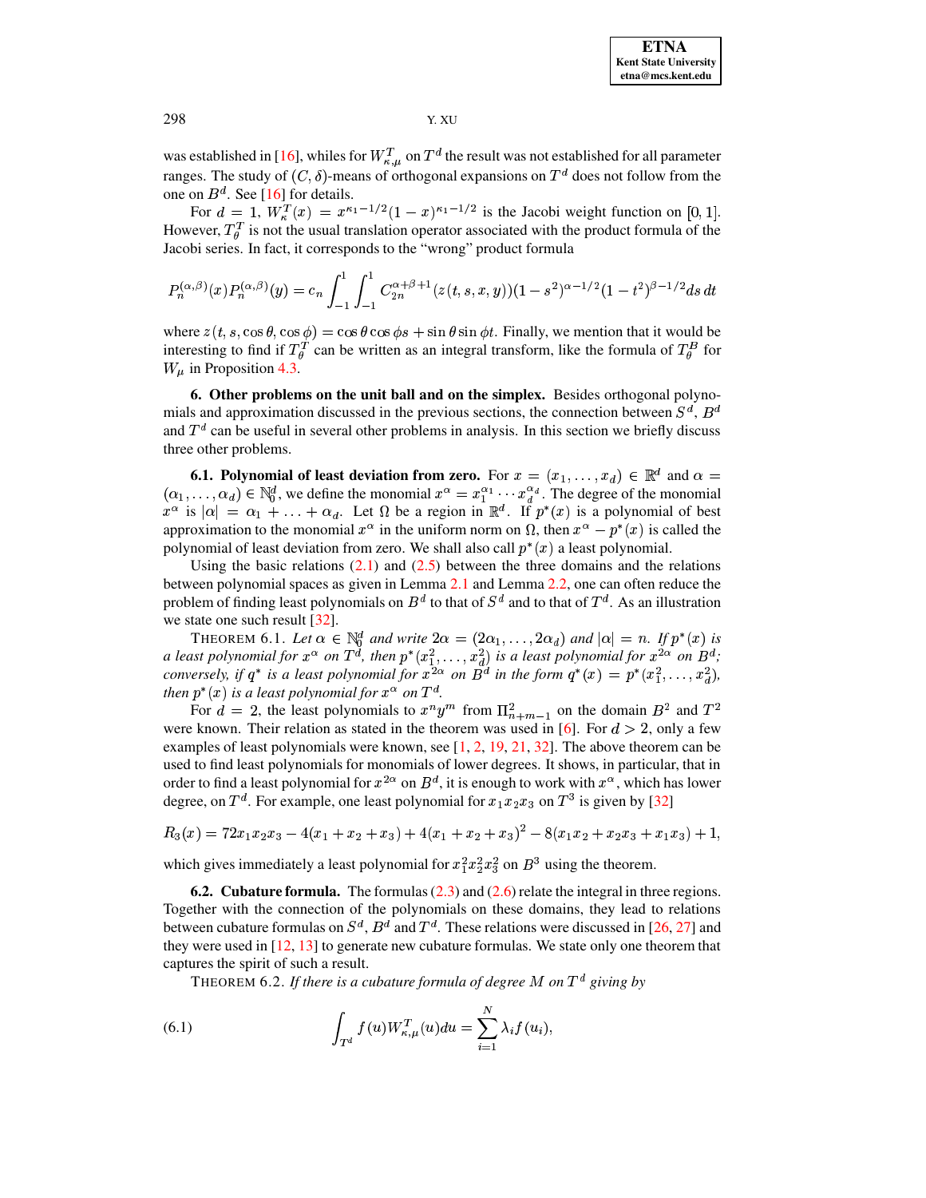was established in [16], whiles for $W^T_{\kappa,\mu}$ on $T^d$ the result was not established for all parameter ranges. The study of $(C,\delta)$-means of orthogonal expansions on $T^d$ does not follow from the one on $B^d$. See [16] for details.

For $d = 1$, $W^T_\kappa(x) = x^{\kappa_1 - 1/2}(1-x)^{\kappa_1 - 1/2}$ is the Jacobi weight function on $[0,1]$. However, $T^T_\theta$ is not the usual translation operator associated with the product formula of the Jacobi series. In fact, it corresponds to the "wrong" product formula

$$P_n^{(\alpha,\beta)}(x)P_n^{(\alpha,\beta)}(y) = c_n \int_{-1}^{1}\int_{-1}^{1} C_{2n}^{\alpha+\beta+1}(z(t,s,x,y))(1-s^2)^{\alpha-1/2}(1-t^2)^{\beta-1/2} ds\, dt$$

where $z(t,s,\cos\theta,\cos\phi) = \cos\theta\cos\phi s + \sin\theta\sin\phi t$. Finally, we mention that it would be interesting to find if $T^T_\theta$ can be written as an integral transform, like the formula of $T^B_\theta$ for $W_\mu$ in Proposition 4.3.

## 6. Other problems on the unit ball and on the simplex.

Besides orthogonal polynomials and approximation discussed in the previous sections, the connection between $S^d$, $B^d$ and $T^d$ can be useful in several other problems in analysis. In this section we briefly discuss three other problems.

### 6.1. Polynomial of least deviation from zero.

For $x = (x_1, \ldots, x_d) \in \mathbb{R}^d$ and $\alpha = (\alpha_1, \ldots, \alpha_d) \in \mathbb{N}_0^d$, we define the monomial $x^\alpha = x_1^{\alpha_1} \cdots x_d^{\alpha_d}$. The degree of the monomial $x^\alpha$ is $|\alpha| = \alpha_1 + \ldots + \alpha_d$. Let $\Omega$ be a region in $\mathbb{R}^d$. If $p^*(x)$ is a polynomial of best approximation to the monomial $x^\alpha$ in the uniform norm on $\Omega$, then $x^\alpha - p^*(x)$ is called the polynomial of least deviation from zero. We shall also call $p^*(x)$ a least polynomial.

Using the basic relations (2.1) and (2.5) between the three domains and the relations between polynomial spaces as given in Lemma 2.1 and Lemma 2.2, one can often reduce the problem of finding least polynomials on $B^d$ to that of $S^d$ and to that of $T^d$. As an illustration we state one such result [32].

THEOREM 6.1. *Let $\alpha \in \mathbb{N}_0^d$ and write $2\alpha = (2\alpha_1, \ldots, 2\alpha_d)$ and $|\alpha| = n$. If $p^*(x)$ is a least polynomial for $x^\alpha$ on $T^d$, then $p^*(x_1^2, \ldots, x_d^2)$ is a least polynomial for $x^{2\alpha}$ on $B^d$; conversely, if $q^*$ is a least polynomial for $x^{2\alpha}$ on $B^d$ in the form $q^*(x) = p^*(x_1^2, \ldots, x_d^2)$, then $p^*(x)$ is a least polynomial for $x^\alpha$ on $T^d$.*

For $d = 2$, the least polynomials to $x^n y^m$ from $\Pi^2_{n+m-1}$ on the domain $B^2$ and $T^2$ were known. Their relation as stated in the theorem was used in [6]. For $d > 2$, only a few examples of least polynomials were known, see [1, 2, 19, 21, 32]. The above theorem can be used to find least polynomials for monomials of lower degrees. It shows, in particular, that in order to find a least polynomial for $x^{2\alpha}$ on $B^d$, it is enough to work with $x^\alpha$, which has lower degree, on $T^d$. For example, one least polynomial for $x_1x_2x_3$ on $T^3$ is given by [32]

$$R_3(x) = 72x_1x_2x_3 - 4(x_1+x_2+x_3) + 4(x_1+x_2+x_3)^2 - 8(x_1x_2+x_2x_3+x_1x_3) + 1,$$

which gives immediately a least polynomial for $x_1^2x_2^2x_3^2$ on $B^3$ using the theorem.

### 6.2. Cubature formula.

The formulas (2.3) and (2.6) relate the integral in three regions. Together with the connection of the polynomials on these domains, they lead to relations between cubature formulas on $S^d$, $B^d$ and $T^d$. These relations were discussed in [26, 27] and they were used in [12, 13] to generate new cubature formulas. We state only one theorem that captures the spirit of such a result.

THEOREM 6.2. *If there is a cubature formula of degree $M$ on $T^d$ giving by*

$$\int_{T^d} f(u) W^T_{\kappa,\mu}(u)du = \sum_{i=1}^{N} \lambda_i f(u_i), \tag{6.1}$$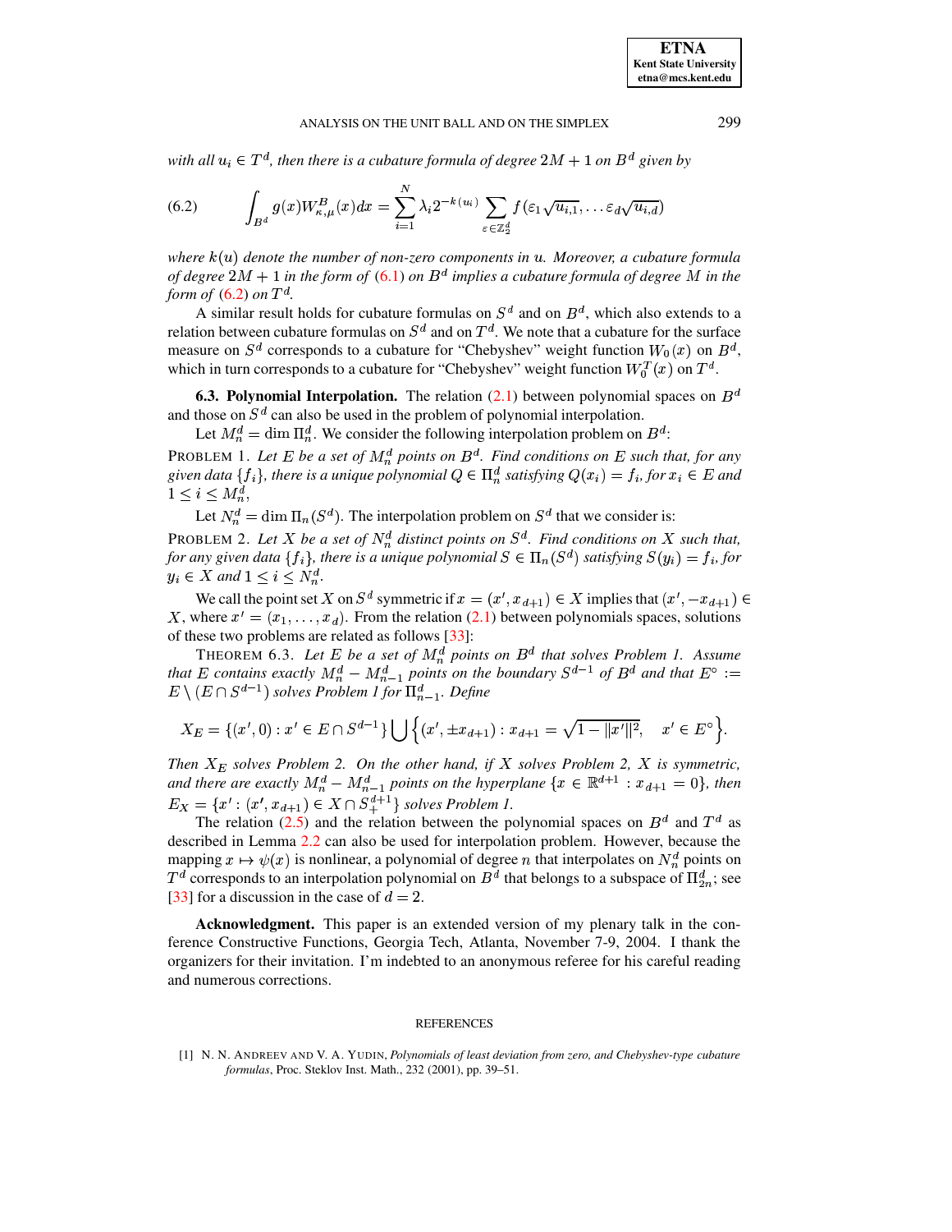*with all $u_i \in T^d$, then there is a cubature formula of degree $2M+1$ on $B^d$ given by*

$$\int_{B^d} g(x) W^B_{\kappa,\mu}(x)dx = \sum_{i=1}^{N} \lambda_i 2^{-k(u_i)} \sum_{\varepsilon \in \mathbb{Z}_2^d} f(\varepsilon_1 \sqrt{u_{i,1}}, \ldots \varepsilon_d \sqrt{u_{i,d}}) \tag{6.2}$$

*where $k(u)$ denote the number of non-zero components in $u$. Moreover, a cubature formula of degree $2M+1$ in the form of (6.1) on $B^d$ implies a cubature formula of degree $M$ in the form of (6.2) on $T^d$.*

A similar result holds for cubature formulas on $S^d$ and on $B^d$, which also extends to a relation between cubature formulas on $S^d$ and on $T^d$. We note that a cubature for the surface measure on $S^d$ corresponds to a cubature for "Chebyshev" weight function $W_0(x)$ on $B^d$, which in turn corresponds to a cubature for "Chebyshev" weight function $W_0^T(x)$ on $T^d$.

**6.3. Polynomial Interpolation.** The relation (2.1) between polynomial spaces on $B^d$ and those on $S^d$ can also be used in the problem of polynomial interpolation.

Let $M_n^d = \dim \Pi_n^d$. We consider the following interpolation problem on $B^d$:

PROBLEM 1. *Let $E$ be a set of $M_n^d$ points on $B^d$. Find conditions on $E$ such that, for any given data $\{f_i\}$, there is a unique polynomial $Q \in \Pi_n^d$ satisfying $Q(x_i) = f_i$, for $x_i \in E$ and $1 \le i \le M_n^d$,*

Let $N_n^d = \dim \Pi_n(S^d)$. The interpolation problem on $S^d$ that we consider is:

PROBLEM 2. *Let $X$ be a set of $N_n^d$ distinct points on $S^d$. Find conditions on $X$ such that, for any given data $\{f_i\}$, there is a unique polynomial $S \in \Pi_n(S^d)$ satisfying $S(y_i) = f_i$, for $y_i \in X$ and $1 \le i \le N_n^d$.*

We call the point set $X$ on $S^d$ symmetric if $x = (x', x_{d+1}) \in X$ implies that $(x', -x_{d+1}) \in X$, where $x' = (x_1, \ldots, x_d)$. From the relation (2.1) between polynomials spaces, solutions of these two problems are related as follows [33]:

THEOREM 6.3. *Let $E$ be a set of $M_n^d$ points on $B^d$ that solves Problem 1. Assume that $E$ contains exactly $M_n^d - M_{n-1}^d$ points on the boundary $S^{d-1}$ of $B^d$ and that $E^\circ := E \setminus (E \cap S^{d-1})$ solves Problem 1 for $\Pi_{n-1}^d$. Define*

$$X_E = \{(x', 0) : x' \in E \cap S^{d-1}\} \bigcup \left\{(x', \pm x_{d+1}) : x_{d+1} = \sqrt{1 - \|x'\|^2}, \quad x' \in E^\circ \right\}.$$

*Then $X_E$ solves Problem 2. On the other hand, if $X$ solves Problem 2, $X$ is symmetric, and there are exactly $M_n^d - M_{n-1}^d$ points on the hyperplane $\{x \in \mathbb{R}^{d+1} : x_{d+1} = 0\}$, then $E_X = \{x' : (x', x_{d+1}) \in X \cap S_+^{d+1}\}$ solves Problem 1.*

The relation (2.5) and the relation between the polynomial spaces on $B^d$ and $T^d$ as described in Lemma 2.2 can also be used for interpolation problem. However, because the mapping $x \mapsto \psi(x)$ is nonlinear, a polynomial of degree $n$ that interpolates on $N_n^d$ points on $T^d$ corresponds to an interpolation polynomial on $B^d$ that belongs to a subspace of $\Pi_{2n}^d$; see [33] for a discussion in the case of $d = 2$.

**Acknowledgment.** This paper is an extended version of my plenary talk in the conference Constructive Functions, Georgia Tech, Atlanta, November 7-9, 2004. I thank the organizers for their invitation. I'm indebted to an anonymous referee for his careful reading and numerous corrections.

## REFERENCES

[1] N. N. ANDREEV AND V. A. YUDIN, *Polynomials of least deviation from zero, and Chebyshev-type cubature formulas*, Proc. Steklov Inst. Math., 232 (2001), pp. 39–51.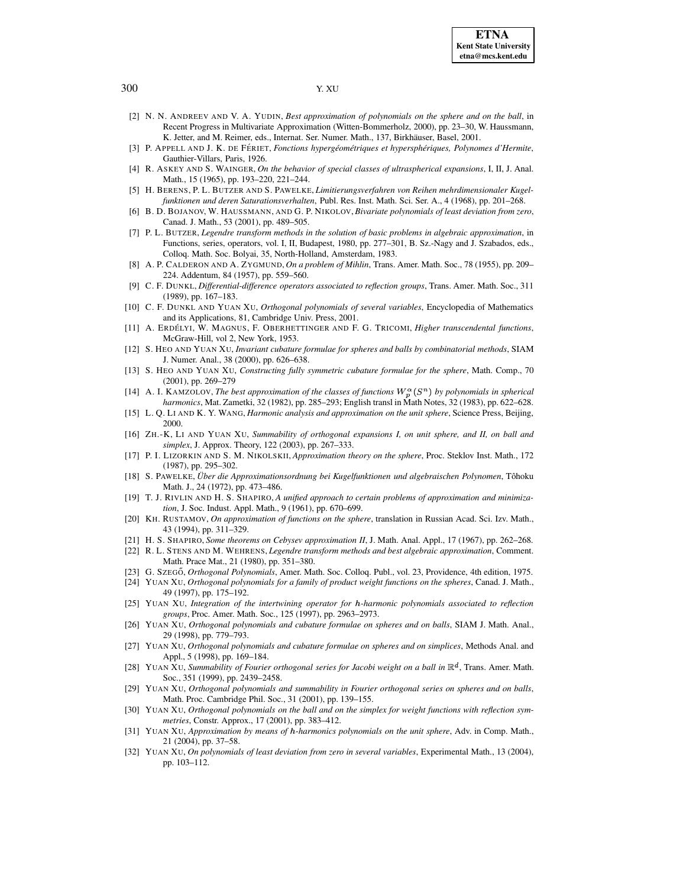[2] N. N. Andreev and V. A. Yudin, *Best approximation of polynomials on the sphere and on the ball*, in Recent Progress in Multivariate Approximation (Witten-Bommerholz, 2000), pp. 23–30, W. Haussmann, K. Jetter, and M. Reimer, eds., Internat. Ser. Numer. Math., 137, Birkhäuser, Basel, 2001.

[3] P. Appell and J. K. de Fériet, *Fonctions hypergéométriques et hypersphériques, Polynomes d'Hermite*, Gauthier-Villars, Paris, 1926.

[4] R. Askey and S. Wainger, *On the behavior of special classes of ultraspherical expansions*, I, II, J. Anal. Math., 15 (1965), pp. 193–220, 221–244.

[5] H. Berens, P. L. Butzer and S. Pawelke, *Limitierungsverfahren von Reihen mehrdimensionaler Kugelfunktionen und deren Saturationsverhalten*, Publ. Res. Inst. Math. Sci. Ser. A., 4 (1968), pp. 201–268.

[6] B. D. Bojanov, W. Haussmann, and G. P. Nikolov, *Bivariate polynomials of least deviation from zero*, Canad. J. Math., 53 (2001), pp. 489–505.

[7] P. L. Butzer, *Legendre transform methods in the solution of basic problems in algebraic approximation*, in Functions, series, operators, vol. I, II, Budapest, 1980, pp. 277–301, B. Sz.-Nagy and J. Szabados, eds., Colloq. Math. Soc. Bolyai, 35, North-Holland, Amsterdam, 1983.

[8] A. P. Calderon and A. Zygmund, *On a problem of Mihlin*, Trans. Amer. Math. Soc., 78 (1955), pp. 209–224. Addentum, 84 (1957), pp. 559–560.

[9] C. F. Dunkl, *Differential-difference operators associated to reflection groups*, Trans. Amer. Math. Soc., 311 (1989), pp. 167–183.

[10] C. F. Dunkl and Yuan Xu, *Orthogonal polynomials of several variables*, Encyclopedia of Mathematics and its Applications, 81, Cambridge Univ. Press, 2001.

[11] A. Erdélyi, W. Magnus, F. Oberhettinger and F. G. Tricomi, *Higher transcendental functions*, McGraw-Hill, vol 2, New York, 1953.

[12] S. Heo and Yuan Xu, *Invariant cubature formulae for spheres and balls by combinatorial methods*, SIAM J. Numer. Anal., 38 (2000), pp. 626–638.

[13] S. Heo and Yuan Xu, *Constructing fully symmetric cubature formulae for the sphere*, Math. Comp., 70 (2001), pp. 269–279

[14] A. I. Kamzolov, *The best approximation of the classes of functions $W_p^\alpha(S^n)$ by polynomials in spherical harmonics*, Mat. Zametki, 32 (1982), pp. 285–293; English transl in Math Notes, 32 (1983), pp. 622–628.

[15] L. Q. Li and K. Y. Wang, *Harmonic analysis and approximation on the unit sphere*, Science Press, Beijing, 2000.

[16] Zh.-K, Li and Yuan Xu, *Summability of orthogonal expansions I, on unit sphere, and II, on ball and simplex*, J. Approx. Theory, 122 (2003), pp. 267–333.

[17] P. I. Lizorkin and S. M. Nikolskii, *Approximation theory on the sphere*, Proc. Steklov Inst. Math., 172 (1987), pp. 295–302.

[18] S. Pawelke, *Über die Approximationsordnung bei Kugelfunktionen und algebraischen Polynomen*, Tôhoku Math. J., 24 (1972), pp. 473–486.

[19] T. J. Rivlin and H. S. Shapiro, *A unified approach to certain problems of approximation and minimization*, J. Soc. Indust. Appl. Math., 9 (1961), pp. 670–699.

[20] Kh. Rustamov, *On approximation of functions on the sphere*, translation in Russian Acad. Sci. Izv. Math., 43 (1994), pp. 311–329.

[21] H. S. Shapiro, *Some theorems on Cebysev approximation II*, J. Math. Anal. Appl., 17 (1967), pp. 262–268.

[22] R. L. Stens and M. Wehrens, *Legendre transform methods and best algebraic approximation*, Comment. Math. Prace Mat., 21 (1980), pp. 351–380.

[23] G. Szegő, *Orthogonal Polynomials*, Amer. Math. Soc. Colloq. Publ., vol. 23, Providence, 4th edition, 1975.

[24] Yuan Xu, *Orthogonal polynomials for a family of product weight functions on the spheres*, Canad. J. Math., 49 (1997), pp. 175–192.

[25] Yuan Xu, *Integration of the intertwining operator for h-harmonic polynomials associated to reflection groups*, Proc. Amer. Math. Soc., 125 (1997), pp. 2963–2973.

[26] Yuan Xu, *Orthogonal polynomials and cubature formulae on spheres and on balls*, SIAM J. Math. Anal., 29 (1998), pp. 779–793.

[27] Yuan Xu, *Orthogonal polynomials and cubature formulae on spheres and on simplices*, Methods Anal. and Appl., 5 (1998), pp. 169–184.

[28] Yuan Xu, *Summability of Fourier orthogonal series for Jacobi weight on a ball in $\mathbb{R}^d$*, Trans. Amer. Math. Soc., 351 (1999), pp. 2439–2458.

[29] Yuan Xu, *Orthogonal polynomials and summability in Fourier orthogonal series on spheres and on balls*, Math. Proc. Cambridge Phil. Soc., 31 (2001), pp. 139–155.

[30] Yuan Xu, *Orthogonal polynomials on the ball and on the simplex for weight functions with reflection symmetries*, Constr. Approx., 17 (2001), pp. 383–412.

[31] Yuan Xu, *Approximation by means of h-harmonics polynomials on the unit sphere*, Adv. in Comp. Math., 21 (2004), pp. 37–58.

[32] Yuan Xu, *On polynomials of least deviation from zero in several variables*, Experimental Math., 13 (2004), pp. 103–112.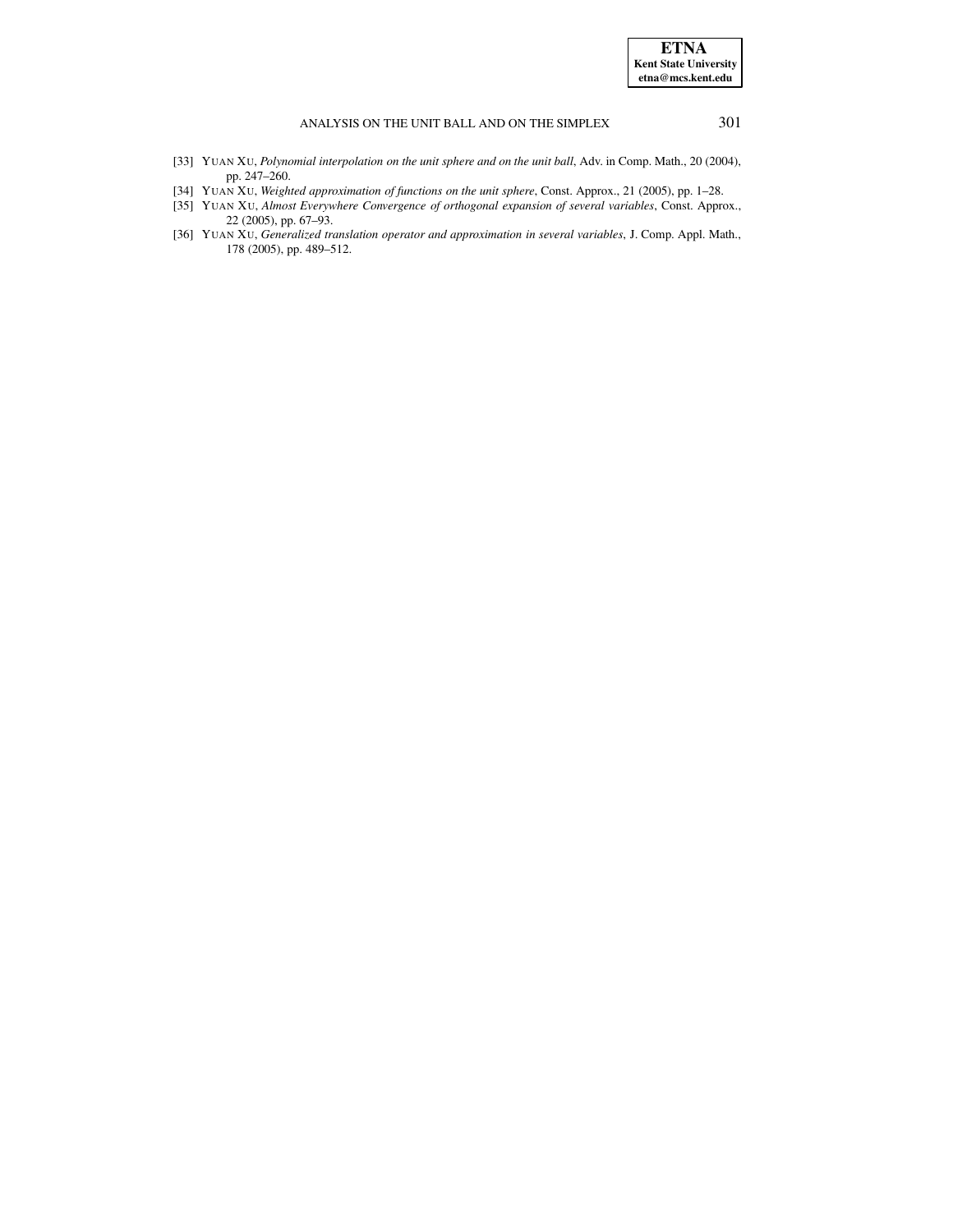[33] YUAN XU, *Polynomial interpolation on the unit sphere and on the unit ball*, Adv. in Comp. Math., 20 (2004), pp. 247–260.

[34] YUAN XU, *Weighted approximation of functions on the unit sphere*, Const. Approx., 21 (2005), pp. 1–28.

[35] YUAN XU, *Almost Everywhere Convergence of orthogonal expansion of several variables*, Const. Approx., 22 (2005), pp. 67–93.

[36] YUAN XU, *Generalized translation operator and approximation in several variables*, J. Comp. Appl. Math., 178 (2005), pp. 489–512.